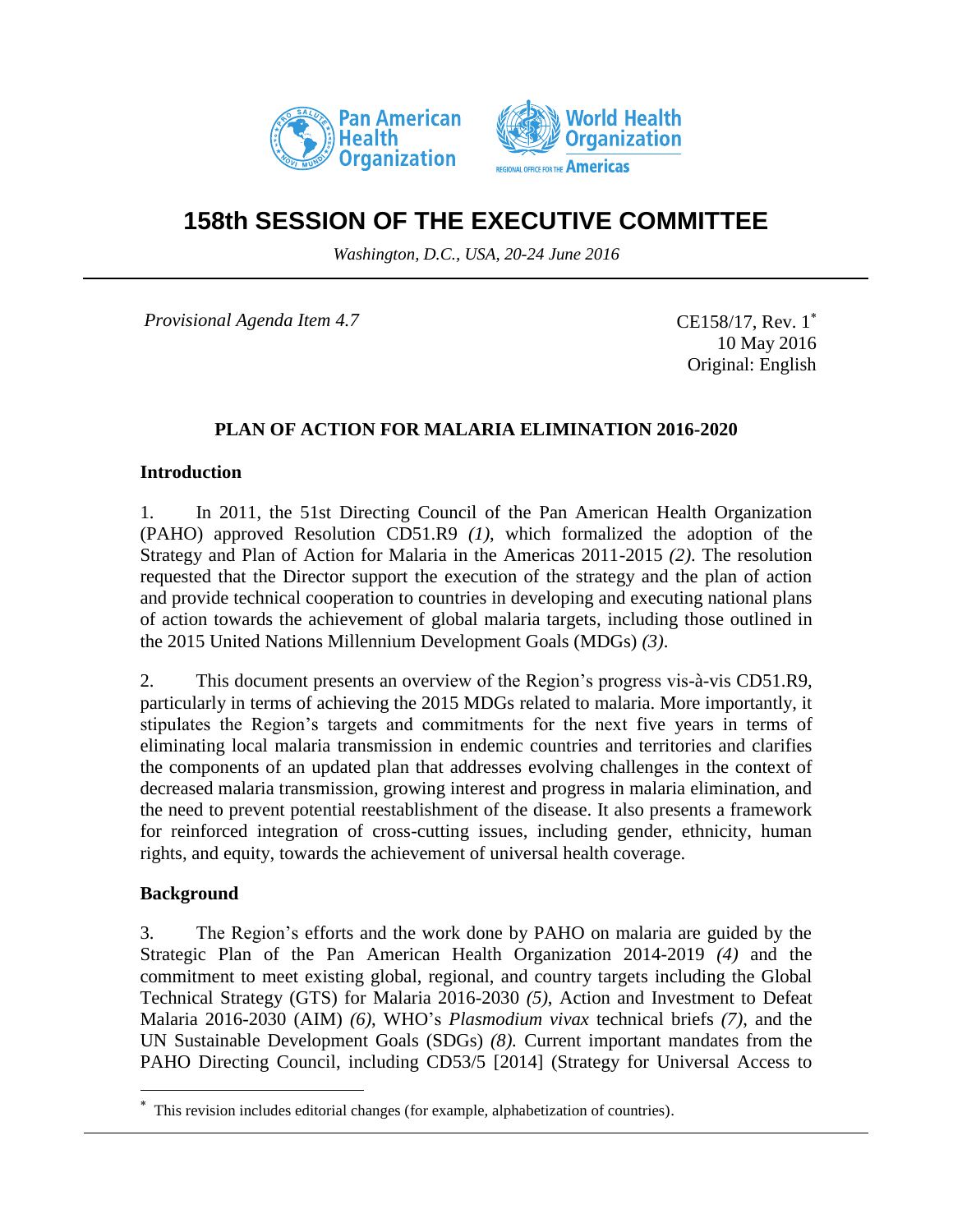# 158th SESSION OF THE EXECUTIVE COMMITTEE

*Washington, D.C., USA, 20-24 June 2016*

*Provisional Agenda Item 4.7*

CE158/17, Rev. 1[*]
10 May 2016
Original: English

## PLAN OF ACTION FOR MALARIA ELIMINATION 2016-2020

### Introduction

1. In 2011, the 51st Directing Council of the Pan American Health Organization (PAHO) approved Resolution CD51.R9 *(1)*, which formalized the adoption of the Strategy and Plan of Action for Malaria in the Americas 2011-2015 *(2)*. The resolution requested that the Director support the execution of the strategy and the plan of action and provide technical cooperation to countries in developing and executing national plans of action towards the achievement of global malaria targets, including those outlined in the 2015 United Nations Millennium Development Goals (MDGs) *(3)*.

2. This document presents an overview of the Region's progress vis-à-vis CD51.R9, particularly in terms of achieving the 2015 MDGs related to malaria. More importantly, it stipulates the Region's targets and commitments for the next five years in terms of eliminating local malaria transmission in endemic countries and territories and clarifies the components of an updated plan that addresses evolving challenges in the context of decreased malaria transmission, growing interest and progress in malaria elimination, and the need to prevent potential reestablishment of the disease. It also presents a framework for reinforced integration of cross-cutting issues, including gender, ethnicity, human rights, and equity, towards the achievement of universal health coverage.

### Background

3. The Region's efforts and the work done by PAHO on malaria are guided by the Strategic Plan of the Pan American Health Organization 2014-2019 *(4)* and the commitment to meet existing global, regional, and country targets including the Global Technical Strategy (GTS) for Malaria 2016-2030 *(5)*, Action and Investment to Defeat Malaria 2016-2030 (AIM) *(6)*, WHO's *Plasmodium vivax* technical briefs *(7)*, and the UN Sustainable Development Goals (SDGs) *(8)*. Current important mandates from the PAHO Directing Council, including CD53/5 [2014] (Strategy for Universal Access to

---

[*] This revision includes editorial changes (for example, alphabetization of countries).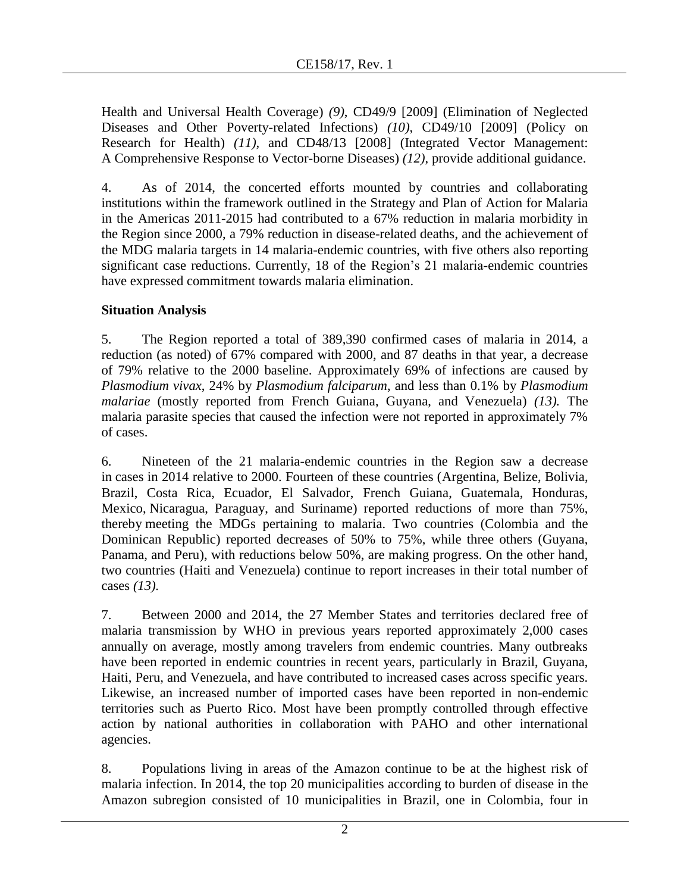Health and Universal Health Coverage) *(9)*, CD49/9 [2009] (Elimination of Neglected Diseases and Other Poverty-related Infections) *(10)*, CD49/10 [2009] (Policy on Research for Health) *(11)*, and CD48/13 [2008] (Integrated Vector Management: A Comprehensive Response to Vector-borne Diseases) *(12)*, provide additional guidance.

4. As of 2014, the concerted efforts mounted by countries and collaborating institutions within the framework outlined in the Strategy and Plan of Action for Malaria in the Americas 2011-2015 had contributed to a 67% reduction in malaria morbidity in the Region since 2000, a 79% reduction in disease-related deaths, and the achievement of the MDG malaria targets in 14 malaria-endemic countries, with five others also reporting significant case reductions. Currently, 18 of the Region's 21 malaria-endemic countries have expressed commitment towards malaria elimination.

**Situation Analysis**

5. The Region reported a total of 389,390 confirmed cases of malaria in 2014, a reduction (as noted) of 67% compared with 2000, and 87 deaths in that year, a decrease of 79% relative to the 2000 baseline. Approximately 69% of infections are caused by *Plasmodium vivax*, 24% by *Plasmodium falciparum*, and less than 0.1% by *Plasmodium malariae* (mostly reported from French Guiana, Guyana, and Venezuela) *(13).* The malaria parasite species that caused the infection were not reported in approximately 7% of cases.

6. Nineteen of the 21 malaria-endemic countries in the Region saw a decrease in cases in 2014 relative to 2000. Fourteen of these countries (Argentina, Belize, Bolivia, Brazil, Costa Rica, Ecuador, El Salvador, French Guiana, Guatemala, Honduras, Mexico, Nicaragua, Paraguay, and Suriname) reported reductions of more than 75%, thereby meeting the MDGs pertaining to malaria. Two countries (Colombia and the Dominican Republic) reported decreases of 50% to 75%, while three others (Guyana, Panama, and Peru), with reductions below 50%, are making progress. On the other hand, two countries (Haiti and Venezuela) continue to report increases in their total number of cases *(13).*

7. Between 2000 and 2014, the 27 Member States and territories declared free of malaria transmission by WHO in previous years reported approximately 2,000 cases annually on average, mostly among travelers from endemic countries. Many outbreaks have been reported in endemic countries in recent years, particularly in Brazil, Guyana, Haiti, Peru, and Venezuela, and have contributed to increased cases across specific years. Likewise, an increased number of imported cases have been reported in non-endemic territories such as Puerto Rico. Most have been promptly controlled through effective action by national authorities in collaboration with PAHO and other international agencies.

8. Populations living in areas of the Amazon continue to be at the highest risk of malaria infection. In 2014, the top 20 municipalities according to burden of disease in the Amazon subregion consisted of 10 municipalities in Brazil, one in Colombia, four in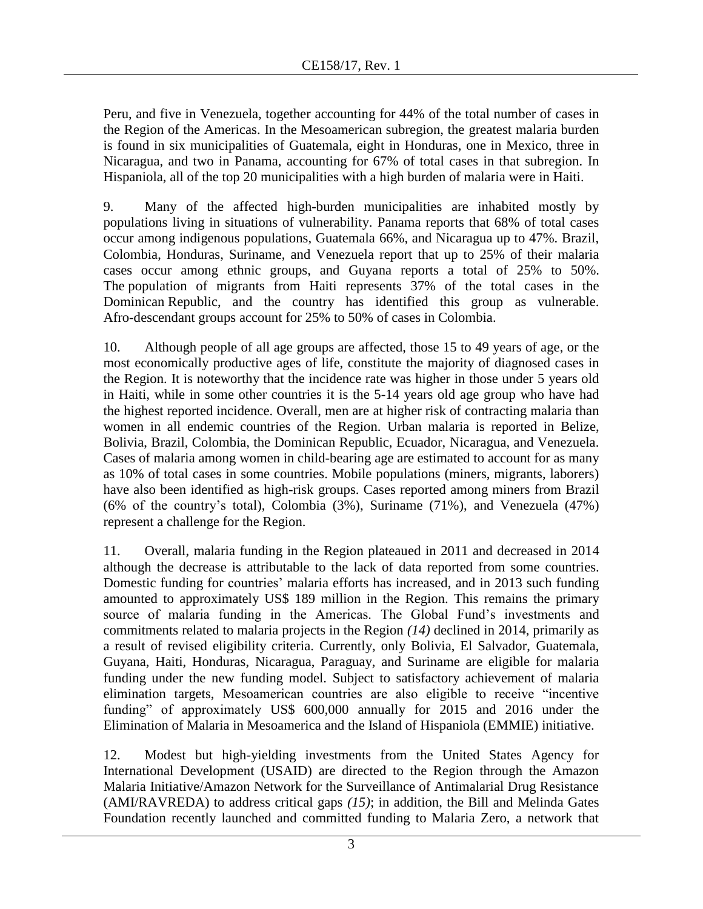Peru, and five in Venezuela, together accounting for 44% of the total number of cases in the Region of the Americas. In the Mesoamerican subregion, the greatest malaria burden is found in six municipalities of Guatemala, eight in Honduras, one in Mexico, three in Nicaragua, and two in Panama, accounting for 67% of total cases in that subregion. In Hispaniola, all of the top 20 municipalities with a high burden of malaria were in Haiti.

9. Many of the affected high-burden municipalities are inhabited mostly by populations living in situations of vulnerability. Panama reports that 68% of total cases occur among indigenous populations, Guatemala 66%, and Nicaragua up to 47%. Brazil, Colombia, Honduras, Suriname, and Venezuela report that up to 25% of their malaria cases occur among ethnic groups, and Guyana reports a total of 25% to 50%. The population of migrants from Haiti represents 37% of the total cases in the Dominican Republic, and the country has identified this group as vulnerable. Afro-descendant groups account for 25% to 50% of cases in Colombia.

10. Although people of all age groups are affected, those 15 to 49 years of age, or the most economically productive ages of life, constitute the majority of diagnosed cases in the Region. It is noteworthy that the incidence rate was higher in those under 5 years old in Haiti, while in some other countries it is the 5-14 years old age group who have had the highest reported incidence. Overall, men are at higher risk of contracting malaria than women in all endemic countries of the Region. Urban malaria is reported in Belize, Bolivia, Brazil, Colombia, the Dominican Republic, Ecuador, Nicaragua, and Venezuela. Cases of malaria among women in child-bearing age are estimated to account for as many as 10% of total cases in some countries. Mobile populations (miners, migrants, laborers) have also been identified as high-risk groups. Cases reported among miners from Brazil (6% of the country's total), Colombia (3%), Suriname (71%), and Venezuela (47%) represent a challenge for the Region.

11. Overall, malaria funding in the Region plateaued in 2011 and decreased in 2014 although the decrease is attributable to the lack of data reported from some countries. Domestic funding for countries' malaria efforts has increased, and in 2013 such funding amounted to approximately US$ 189 million in the Region. This remains the primary source of malaria funding in the Americas. The Global Fund's investments and commitments related to malaria projects in the Region *(14)* declined in 2014, primarily as a result of revised eligibility criteria. Currently, only Bolivia, El Salvador, Guatemala, Guyana, Haiti, Honduras, Nicaragua, Paraguay, and Suriname are eligible for malaria funding under the new funding model. Subject to satisfactory achievement of malaria elimination targets, Mesoamerican countries are also eligible to receive "incentive funding" of approximately US$ 600,000 annually for 2015 and 2016 under the Elimination of Malaria in Mesoamerica and the Island of Hispaniola (EMMIE) initiative.

12. Modest but high-yielding investments from the United States Agency for International Development (USAID) are directed to the Region through the Amazon Malaria Initiative/Amazon Network for the Surveillance of Antimalarial Drug Resistance (AMI/RAVREDA) to address critical gaps *(15)*; in addition, the Bill and Melinda Gates Foundation recently launched and committed funding to Malaria Zero, a network that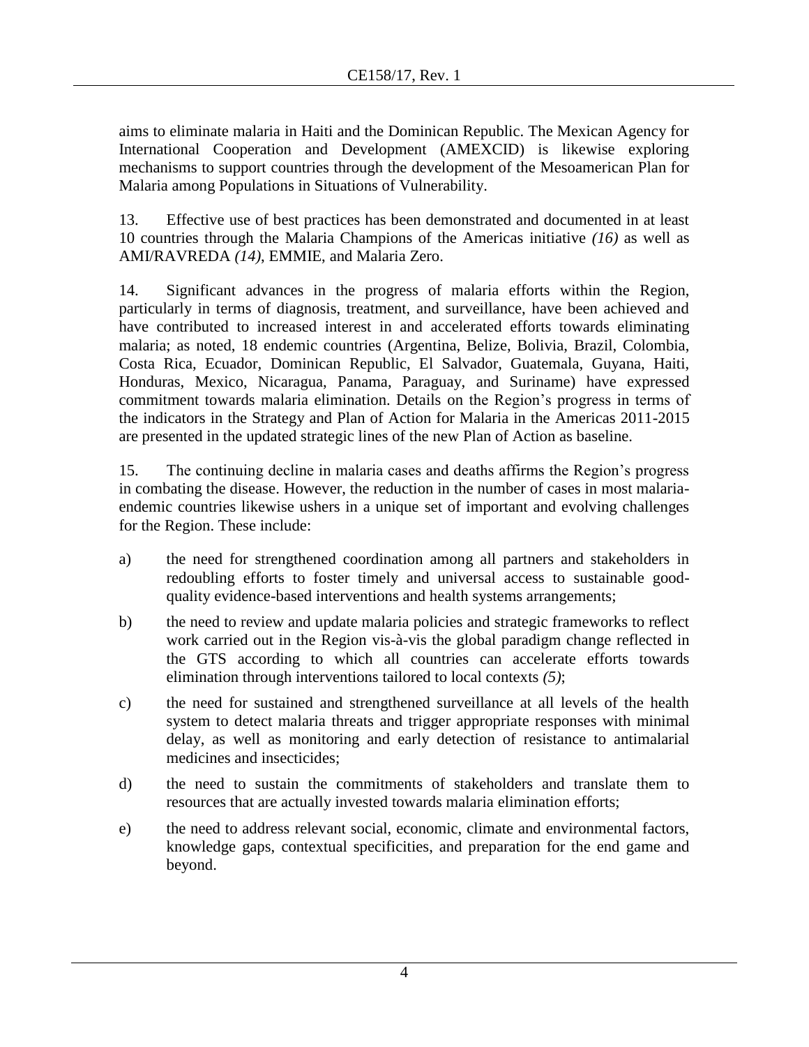aims to eliminate malaria in Haiti and the Dominican Republic. The Mexican Agency for International Cooperation and Development (AMEXCID) is likewise exploring mechanisms to support countries through the development of the Mesoamerican Plan for Malaria among Populations in Situations of Vulnerability.

13. Effective use of best practices has been demonstrated and documented in at least 10 countries through the Malaria Champions of the Americas initiative *(16)* as well as AMI/RAVREDA *(14)*, EMMIE, and Malaria Zero.

14. Significant advances in the progress of malaria efforts within the Region, particularly in terms of diagnosis, treatment, and surveillance, have been achieved and have contributed to increased interest in and accelerated efforts towards eliminating malaria; as noted, 18 endemic countries (Argentina, Belize, Bolivia, Brazil, Colombia, Costa Rica, Ecuador, Dominican Republic, El Salvador, Guatemala, Guyana, Haiti, Honduras, Mexico, Nicaragua, Panama, Paraguay, and Suriname) have expressed commitment towards malaria elimination. Details on the Region's progress in terms of the indicators in the Strategy and Plan of Action for Malaria in the Americas 2011-2015 are presented in the updated strategic lines of the new Plan of Action as baseline.

15. The continuing decline in malaria cases and deaths affirms the Region's progress in combating the disease. However, the reduction in the number of cases in most malaria-endemic countries likewise ushers in a unique set of important and evolving challenges for the Region. These include:

a) the need for strengthened coordination among all partners and stakeholders in redoubling efforts to foster timely and universal access to sustainable good-quality evidence-based interventions and health systems arrangements;

b) the need to review and update malaria policies and strategic frameworks to reflect work carried out in the Region vis-à-vis the global paradigm change reflected in the GTS according to which all countries can accelerate efforts towards elimination through interventions tailored to local contexts *(5)*;

c) the need for sustained and strengthened surveillance at all levels of the health system to detect malaria threats and trigger appropriate responses with minimal delay, as well as monitoring and early detection of resistance to antimalarial medicines and insecticides;

d) the need to sustain the commitments of stakeholders and translate them to resources that are actually invested towards malaria elimination efforts;

e) the need to address relevant social, economic, climate and environmental factors, knowledge gaps, contextual specificities, and preparation for the end game and beyond.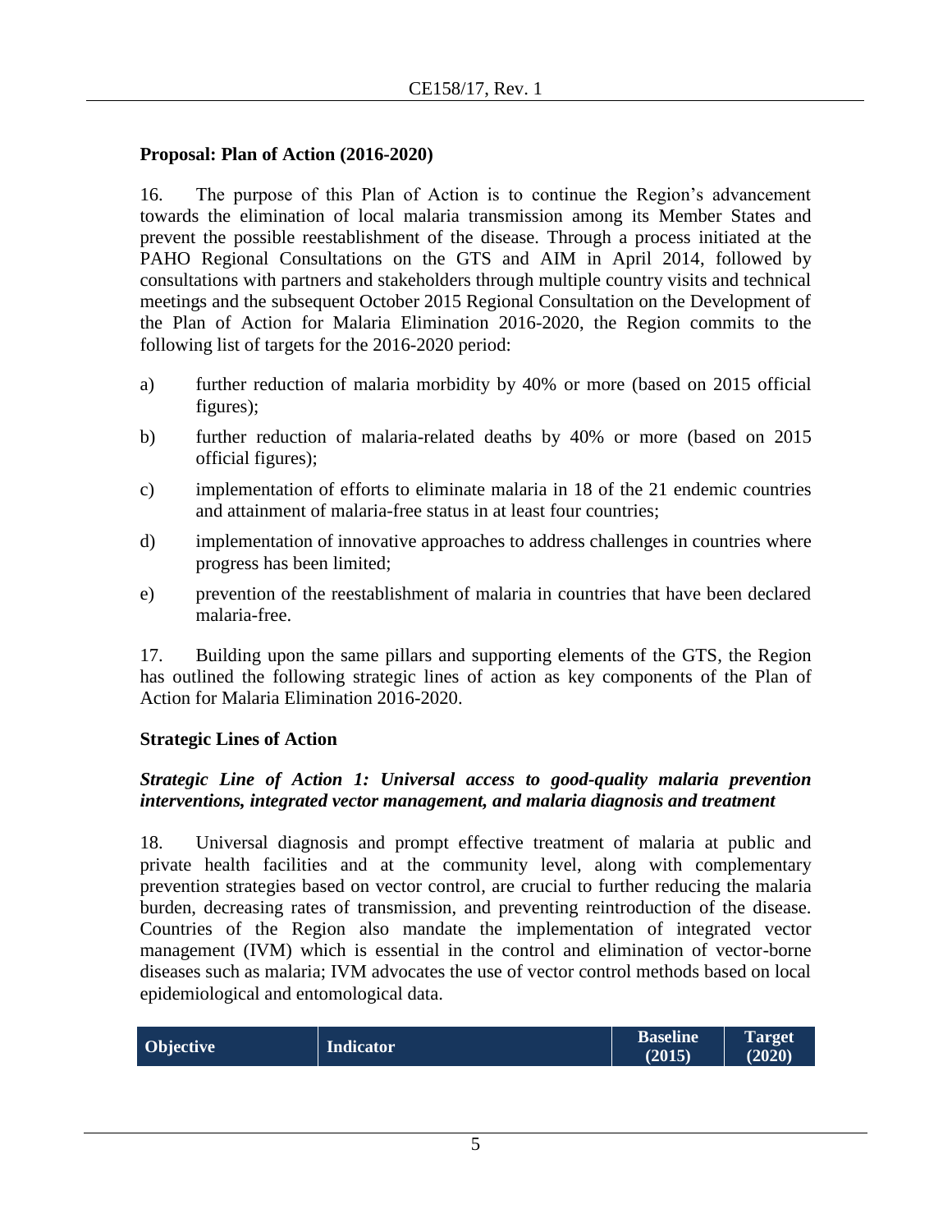### Proposal: Plan of Action (2016-2020)

16. The purpose of this Plan of Action is to continue the Region's advancement towards the elimination of local malaria transmission among its Member States and prevent the possible reestablishment of the disease. Through a process initiated at the PAHO Regional Consultations on the GTS and AIM in April 2014, followed by consultations with partners and stakeholders through multiple country visits and technical meetings and the subsequent October 2015 Regional Consultation on the Development of the Plan of Action for Malaria Elimination 2016-2020, the Region commits to the following list of targets for the 2016-2020 period:

a) further reduction of malaria morbidity by 40% or more (based on 2015 official figures);

b) further reduction of malaria-related deaths by 40% or more (based on 2015 official figures);

c) implementation of efforts to eliminate malaria in 18 of the 21 endemic countries and attainment of malaria-free status in at least four countries;

d) implementation of innovative approaches to address challenges in countries where progress has been limited;

e) prevention of the reestablishment of malaria in countries that have been declared malaria-free.

17. Building upon the same pillars and supporting elements of the GTS, the Region has outlined the following strategic lines of action as key components of the Plan of Action for Malaria Elimination 2016-2020.

### Strategic Lines of Action

#### *Strategic Line of Action 1: Universal access to good-quality malaria prevention interventions, integrated vector management, and malaria diagnosis and treatment*

18. Universal diagnosis and prompt effective treatment of malaria at public and private health facilities and at the community level, along with complementary prevention strategies based on vector control, are crucial to further reducing the malaria burden, decreasing rates of transmission, and preventing reintroduction of the disease. Countries of the Region also mandate the implementation of integrated vector management (IVM) which is essential in the control and elimination of vector-borne diseases such as malaria; IVM advocates the use of vector control methods based on local epidemiological and entomological data.

| Objective | Indicator | Baseline (2015) | Target (2020) |
|---|---|---|---|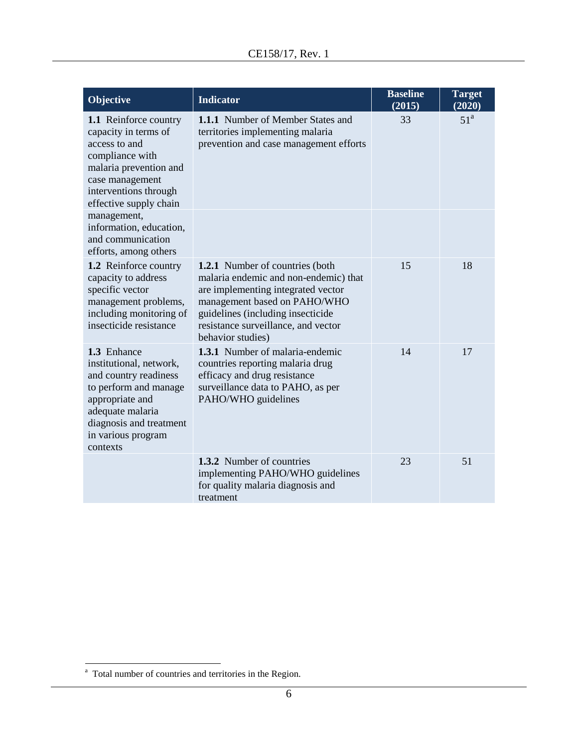| Objective | Indicator | Baseline (2015) | Target (2020) |
|---|---|---|---|
| **1.1** Reinforce country capacity in terms of access to and compliance with malaria prevention and case management interventions through effective supply chain management, information, education, and communication efforts, among others | **1.1.1** Number of Member States and territories implementing malaria prevention and case management efforts | 33 | 51[a] |
| **1.2** Reinforce country capacity to address specific vector management problems, including monitoring of insecticide resistance | **1.2.1** Number of countries (both malaria endemic and non-endemic) that are implementing integrated vector management based on PAHO/WHO guidelines (including insecticide resistance surveillance, and vector behavior studies) | 15 | 18 |
| **1.3** Enhance institutional, network, and country readiness to perform and manage appropriate and adequate malaria diagnosis and treatment in various program contexts | **1.3.1** Number of malaria-endemic countries reporting malaria drug efficacy and drug resistance surveillance data to PAHO, as per PAHO/WHO guidelines | 14 | 17 |
| | **1.3.2** Number of countries implementing PAHO/WHO guidelines for quality malaria diagnosis and treatment | 23 | 51 |

[a] Total number of countries and territories in the Region.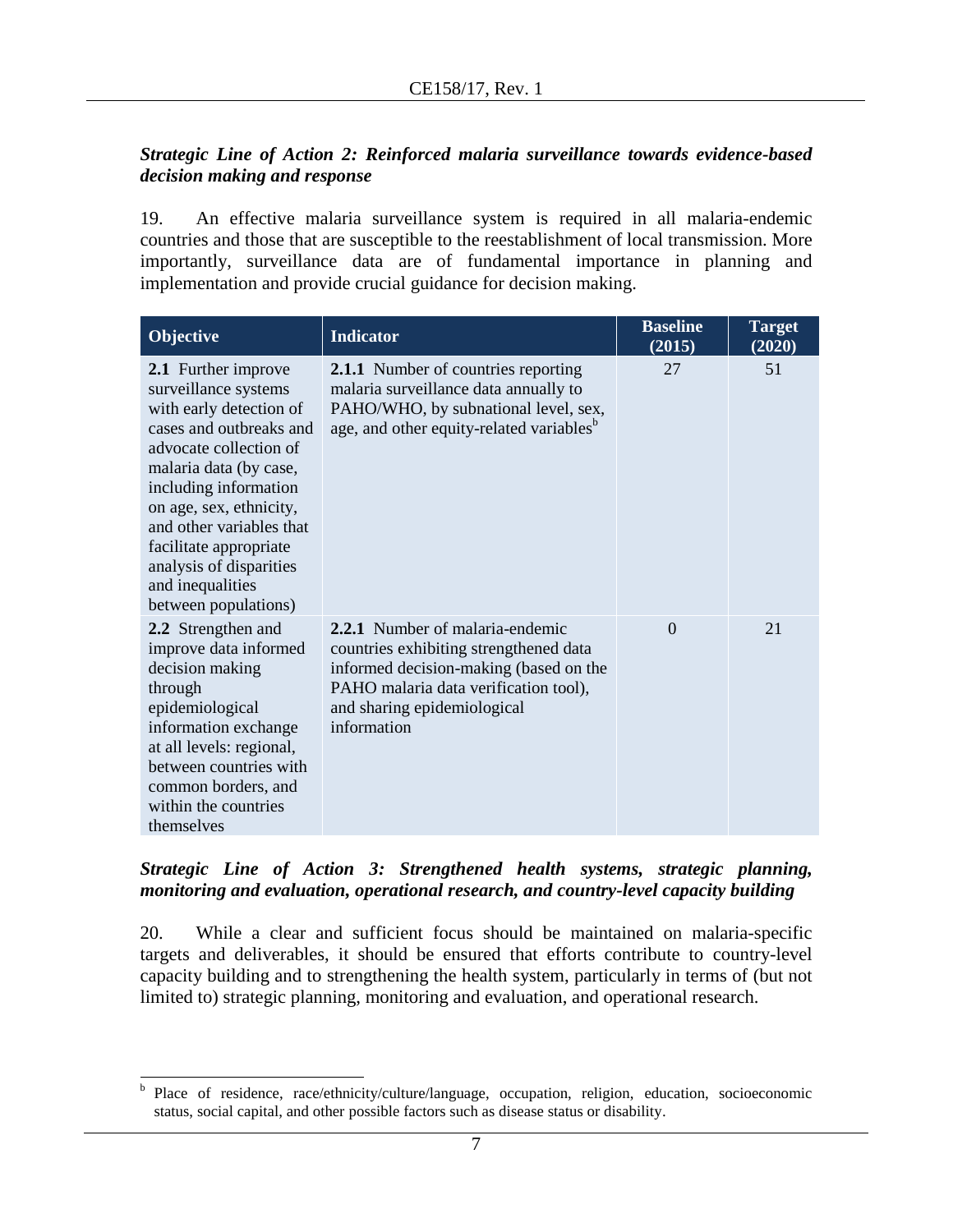***Strategic Line of Action 2: Reinforced malaria surveillance towards evidence-based decision making and response***

19. An effective malaria surveillance system is required in all malaria-endemic countries and those that are susceptible to the reestablishment of local transmission. More importantly, surveillance data are of fundamental importance in planning and implementation and provide crucial guidance for decision making.

| Objective | Indicator | Baseline (2015) | Target (2020) |
|---|---|---|---|
| **2.1** Further improve surveillance systems with early detection of cases and outbreaks and advocate collection of malaria data (by case, including information on age, sex, ethnicity, and other variables that facilitate appropriate analysis of disparities and inequalities between populations) | **2.1.1** Number of countries reporting malaria surveillance data annually to PAHO/WHO, by subnational level, sex, age, and other equity-related variables[b] | 27 | 51 |
| **2.2** Strengthen and improve data informed decision making through epidemiological information exchange at all levels: regional, between countries with common borders, and within the countries themselves | **2.2.1** Number of malaria-endemic countries exhibiting strengthened data informed decision-making (based on the PAHO malaria data verification tool), and sharing epidemiological information | 0 | 21 |

***Strategic Line of Action 3: Strengthened health systems, strategic planning, monitoring and evaluation, operational research, and country-level capacity building***

20. While a clear and sufficient focus should be maintained on malaria-specific targets and deliverables, it should be ensured that efforts contribute to country-level capacity building and to strengthening the health system, particularly in terms of (but not limited to) strategic planning, monitoring and evaluation, and operational research.

---

[b] Place of residence, race/ethnicity/culture/language, occupation, religion, education, socioeconomic status, social capital, and other possible factors such as disease status or disability.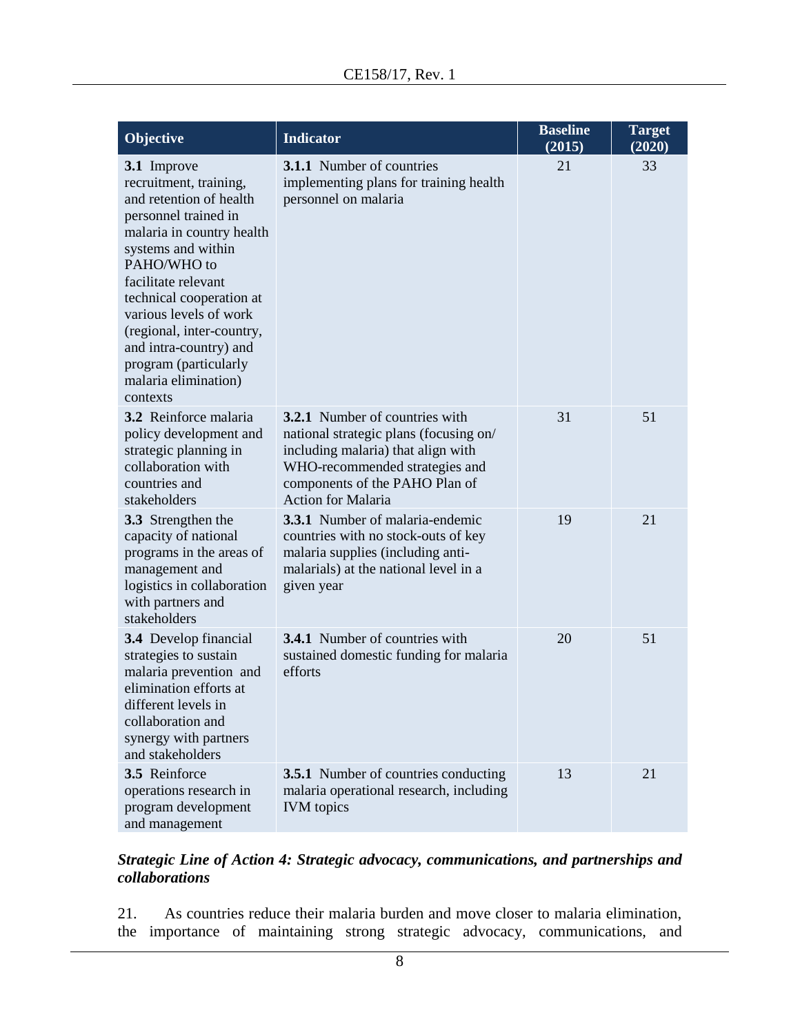| Objective | Indicator | Baseline (2015) | Target (2020) |
|---|---|---|---|
| **3.1** Improve recruitment, training, and retention of health personnel trained in malaria in country health systems and within PAHO/WHO to facilitate relevant technical cooperation at various levels of work (regional, inter-country, and intra-country) and program (particularly malaria elimination) contexts | **3.1.1** Number of countries implementing plans for training health personnel on malaria | 21 | 33 |
| **3.2** Reinforce malaria policy development and strategic planning in collaboration with countries and stakeholders | **3.2.1** Number of countries with national strategic plans (focusing on/ including malaria) that align with WHO-recommended strategies and components of the PAHO Plan of Action for Malaria | 31 | 51 |
| **3.3** Strengthen the capacity of national programs in the areas of management and logistics in collaboration with partners and stakeholders | **3.3.1** Number of malaria-endemic countries with no stock-outs of key malaria supplies (including anti-malarials) at the national level in a given year | 19 | 21 |
| **3.4** Develop financial strategies to sustain malaria prevention and elimination efforts at different levels in collaboration and synergy with partners and stakeholders | **3.4.1** Number of countries with sustained domestic funding for malaria efforts | 20 | 51 |
| **3.5** Reinforce operations research in program development and management | **3.5.1** Number of countries conducting malaria operational research, including IVM topics | 13 | 21 |

***Strategic Line of Action 4: Strategic advocacy, communications, and partnerships and collaborations***

21. As countries reduce their malaria burden and move closer to malaria elimination, the importance of maintaining strong strategic advocacy, communications, and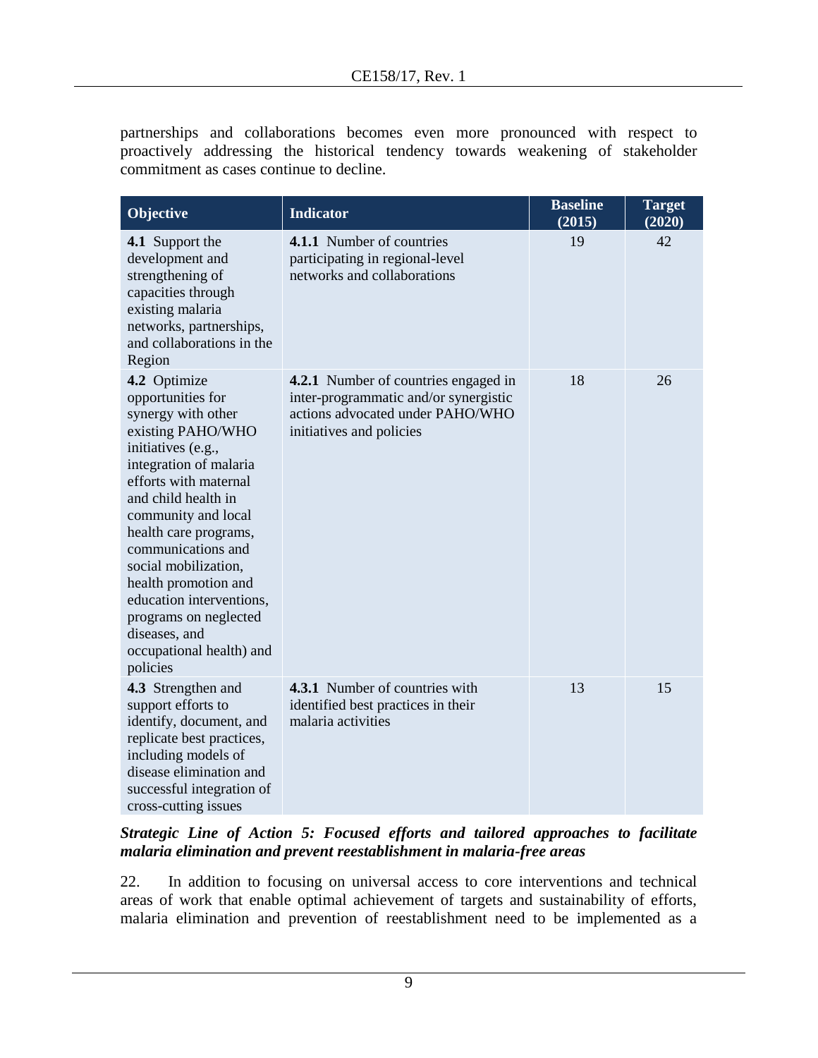partnerships and collaborations becomes even more pronounced with respect to proactively addressing the historical tendency towards weakening of stakeholder commitment as cases continue to decline.

| Objective | Indicator | Baseline (2015) | Target (2020) |
|---|---|---|---|
| **4.1** Support the development and strengthening of capacities through existing malaria networks, partnerships, and collaborations in the Region | **4.1.1** Number of countries participating in regional-level networks and collaborations | 19 | 42 |
| **4.2** Optimize opportunities for synergy with other existing PAHO/WHO initiatives (e.g., integration of malaria efforts with maternal and child health in community and local health care programs, communications and social mobilization, health promotion and education interventions, programs on neglected diseases, and occupational health) and policies | **4.2.1** Number of countries engaged in inter-programmatic and/or synergistic actions advocated under PAHO/WHO initiatives and policies | 18 | 26 |
| **4.3** Strengthen and support efforts to identify, document, and replicate best practices, including models of disease elimination and successful integration of cross-cutting issues | **4.3.1** Number of countries with identified best practices in their malaria activities | 13 | 15 |

***Strategic Line of Action 5: Focused efforts and tailored approaches to facilitate malaria elimination and prevent reestablishment in malaria-free areas***

22. In addition to focusing on universal access to core interventions and technical areas of work that enable optimal achievement of targets and sustainability of efforts, malaria elimination and prevention of reestablishment need to be implemented as a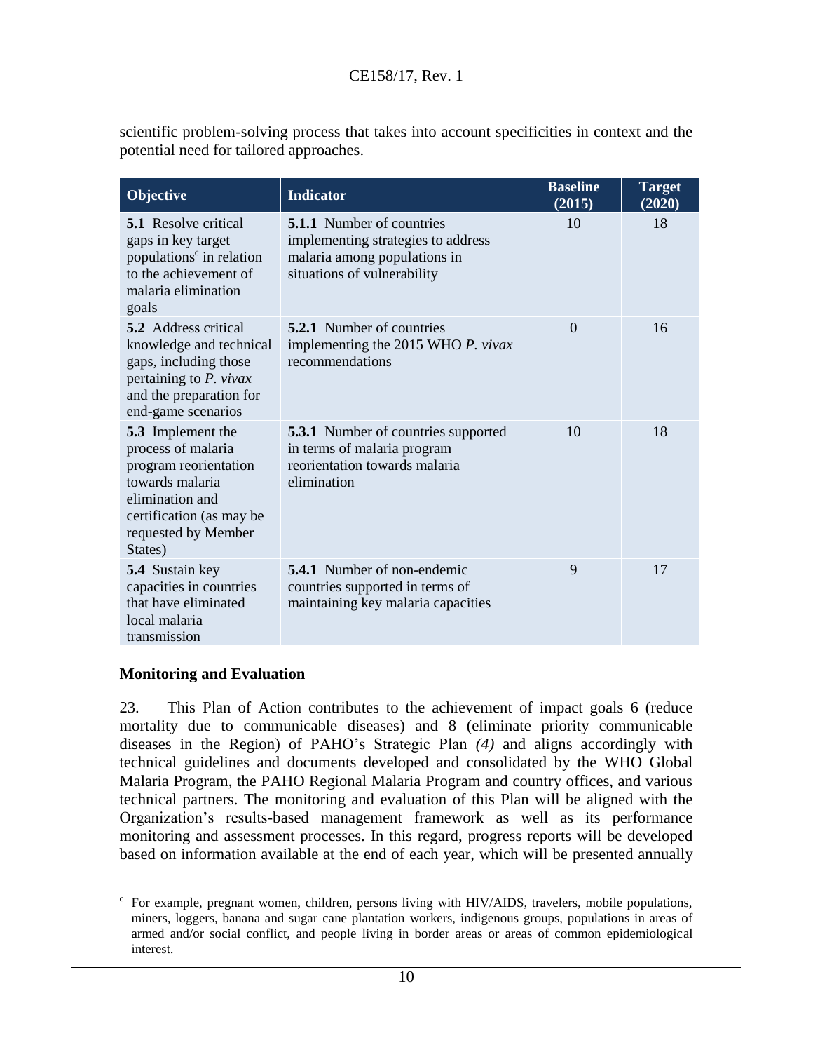scientific problem-solving process that takes into account specificities in context and the potential need for tailored approaches.

| Objective | Indicator | Baseline (2015) | Target (2020) |
|---|---|---|---|
| **5.1** Resolve critical gaps in key target populations[c] in relation to the achievement of malaria elimination goals | **5.1.1** Number of countries implementing strategies to address malaria among populations in situations of vulnerability | 10 | 18 |
| **5.2** Address critical knowledge and technical gaps, including those pertaining to *P. vivax* and the preparation for end-game scenarios | **5.2.1** Number of countries implementing the 2015 WHO *P. vivax* recommendations | 0 | 16 |
| **5.3** Implement the process of malaria program reorientation towards malaria elimination and certification (as may be requested by Member States) | **5.3.1** Number of countries supported in terms of malaria program reorientation towards malaria elimination | 10 | 18 |
| **5.4** Sustain key capacities in countries that have eliminated local malaria transmission | **5.4.1** Number of non-endemic countries supported in terms of maintaining key malaria capacities | 9 | 17 |

**Monitoring and Evaluation**

23. This Plan of Action contributes to the achievement of impact goals 6 (reduce mortality due to communicable diseases) and 8 (eliminate priority communicable diseases in the Region) of PAHO's Strategic Plan *(4)* and aligns accordingly with technical guidelines and documents developed and consolidated by the WHO Global Malaria Program, the PAHO Regional Malaria Program and country offices, and various technical partners. The monitoring and evaluation of this Plan will be aligned with the Organization's results-based management framework as well as its performance monitoring and assessment processes. In this regard, progress reports will be developed based on information available at the end of each year, which will be presented annually

[c] For example, pregnant women, children, persons living with HIV/AIDS, travelers, mobile populations, miners, loggers, banana and sugar cane plantation workers, indigenous groups, populations in areas of armed and/or social conflict, and people living in border areas or areas of common epidemiological interest.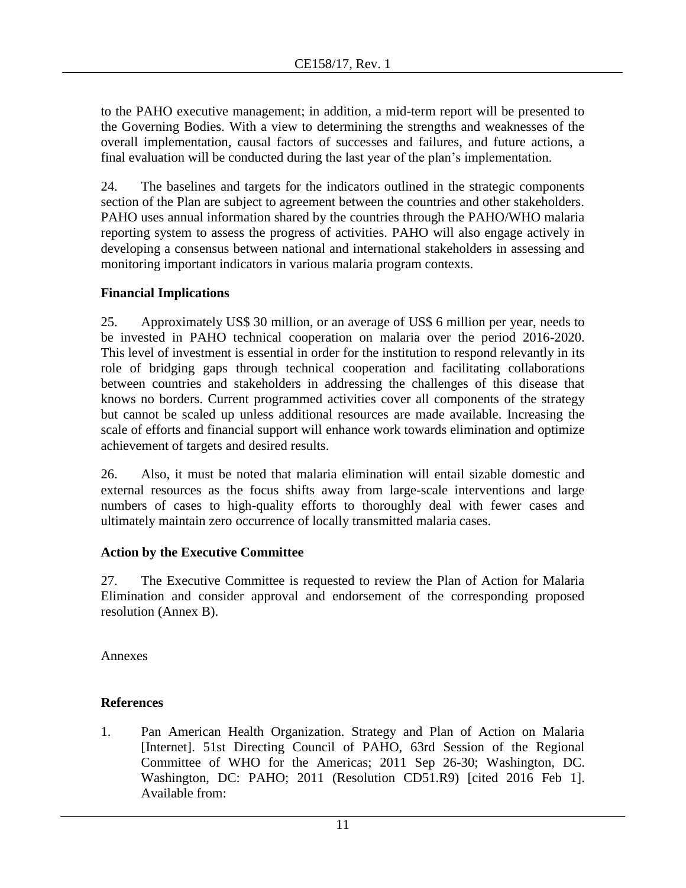to the PAHO executive management; in addition, a mid-term report will be presented to the Governing Bodies. With a view to determining the strengths and weaknesses of the overall implementation, causal factors of successes and failures, and future actions, a final evaluation will be conducted during the last year of the plan's implementation.

24. The baselines and targets for the indicators outlined in the strategic components section of the Plan are subject to agreement between the countries and other stakeholders. PAHO uses annual information shared by the countries through the PAHO/WHO malaria reporting system to assess the progress of activities. PAHO will also engage actively in developing a consensus between national and international stakeholders in assessing and monitoring important indicators in various malaria program contexts.

## Financial Implications

25. Approximately US$ 30 million, or an average of US$ 6 million per year, needs to be invested in PAHO technical cooperation on malaria over the period 2016-2020. This level of investment is essential in order for the institution to respond relevantly in its role of bridging gaps through technical cooperation and facilitating collaborations between countries and stakeholders in addressing the challenges of this disease that knows no borders. Current programmed activities cover all components of the strategy but cannot be scaled up unless additional resources are made available. Increasing the scale of efforts and financial support will enhance work towards elimination and optimize achievement of targets and desired results.

26. Also, it must be noted that malaria elimination will entail sizable domestic and external resources as the focus shifts away from large-scale interventions and large numbers of cases to high-quality efforts to thoroughly deal with fewer cases and ultimately maintain zero occurrence of locally transmitted malaria cases.

## Action by the Executive Committee

27. The Executive Committee is requested to review the Plan of Action for Malaria Elimination and consider approval and endorsement of the corresponding proposed resolution (Annex B).

Annexes

## References

1. Pan American Health Organization. Strategy and Plan of Action on Malaria [Internet]. 51st Directing Council of PAHO, 63rd Session of the Regional Committee of WHO for the Americas; 2011 Sep 26-30; Washington, DC. Washington, DC: PAHO; 2011 (Resolution CD51.R9) [cited 2016 Feb 1]. Available from: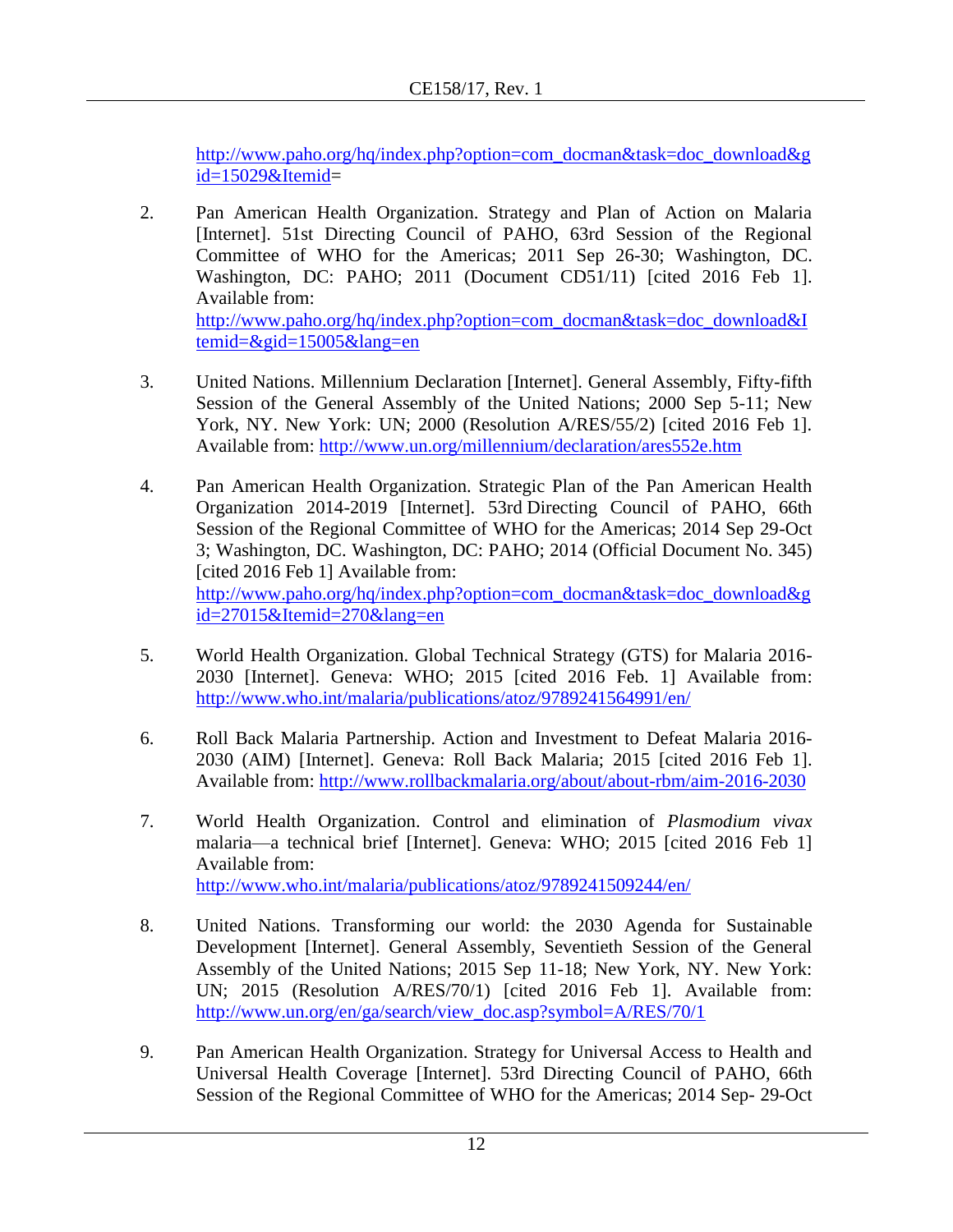http://www.paho.org/hq/index.php?option=com_docman&task=doc_download&gid=15029&Itemid=

2. Pan American Health Organization. Strategy and Plan of Action on Malaria [Internet]. 51st Directing Council of PAHO, 63rd Session of the Regional Committee of WHO for the Americas; 2011 Sep 26-30; Washington, DC. Washington, DC: PAHO; 2011 (Document CD51/11) [cited 2016 Feb 1]. Available from: http://www.paho.org/hq/index.php?option=com_docman&task=doc_download&Itemid=&gid=15005&lang=en

3. United Nations. Millennium Declaration [Internet]. General Assembly, Fifty-fifth Session of the General Assembly of the United Nations; 2000 Sep 5-11; New York, NY. New York: UN; 2000 (Resolution A/RES/55/2) [cited 2016 Feb 1]. Available from: http://www.un.org/millennium/declaration/ares552e.htm

4. Pan American Health Organization. Strategic Plan of the Pan American Health Organization 2014-2019 [Internet]. 53rd Directing Council of PAHO, 66th Session of the Regional Committee of WHO for the Americas; 2014 Sep 29-Oct 3; Washington, DC. Washington, DC: PAHO; 2014 (Official Document No. 345) [cited 2016 Feb 1] Available from: http://www.paho.org/hq/index.php?option=com_docman&task=doc_download&gid=27015&Itemid=270&lang=en

5. World Health Organization. Global Technical Strategy (GTS) for Malaria 2016-2030 [Internet]. Geneva: WHO; 2015 [cited 2016 Feb. 1] Available from: http://www.who.int/malaria/publications/atoz/9789241564991/en/

6. Roll Back Malaria Partnership. Action and Investment to Defeat Malaria 2016-2030 (AIM) [Internet]. Geneva: Roll Back Malaria; 2015 [cited 2016 Feb 1]. Available from: http://www.rollbackmalaria.org/about/about-rbm/aim-2016-2030

7. World Health Organization. Control and elimination of *Plasmodium vivax* malaria—a technical brief [Internet]. Geneva: WHO; 2015 [cited 2016 Feb 1] Available from: http://www.who.int/malaria/publications/atoz/9789241509244/en/

8. United Nations. Transforming our world: the 2030 Agenda for Sustainable Development [Internet]. General Assembly, Seventieth Session of the General Assembly of the United Nations; 2015 Sep 11-18; New York, NY. New York: UN; 2015 (Resolution A/RES/70/1) [cited 2016 Feb 1]. Available from: http://www.un.org/en/ga/search/view_doc.asp?symbol=A/RES/70/1

9. Pan American Health Organization. Strategy for Universal Access to Health and Universal Health Coverage [Internet]. 53rd Directing Council of PAHO, 66th Session of the Regional Committee of WHO for the Americas; 2014 Sep- 29-Oct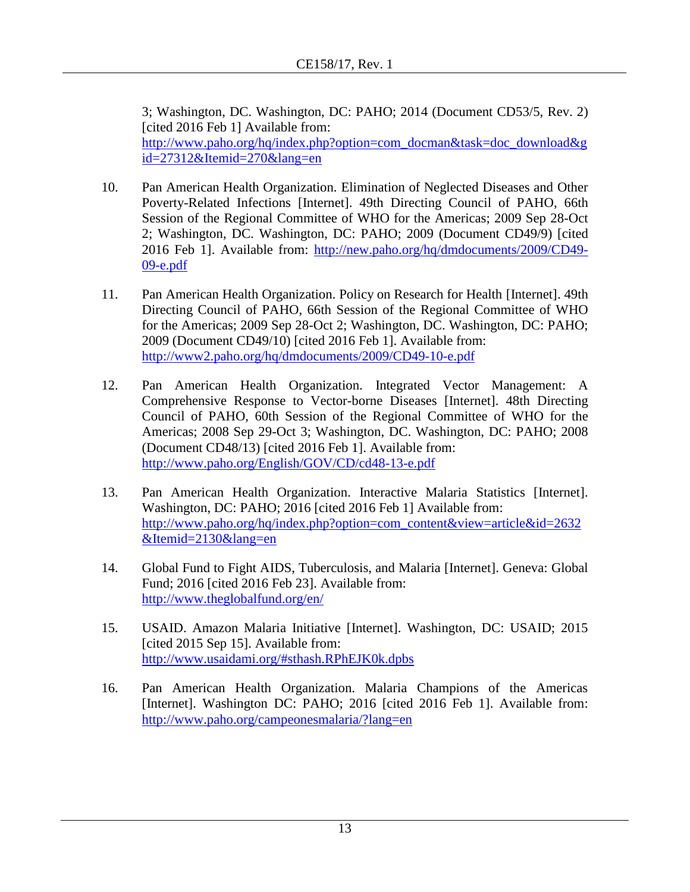3; Washington, DC. Washington, DC: PAHO; 2014 (Document CD53/5, Rev. 2) [cited 2016 Feb 1] Available from: http://www.paho.org/hq/index.php?option=com_docman&task=doc_download&gid=27312&Itemid=270&lang=en

10. Pan American Health Organization. Elimination of Neglected Diseases and Other Poverty-Related Infections [Internet]. 49th Directing Council of PAHO, 66th Session of the Regional Committee of WHO for the Americas; 2009 Sep 28-Oct 2; Washington, DC. Washington, DC: PAHO; 2009 (Document CD49/9) [cited 2016 Feb 1]. Available from: http://new.paho.org/hq/dmdocuments/2009/CD49-09-e.pdf

11. Pan American Health Organization. Policy on Research for Health [Internet]. 49th Directing Council of PAHO, 66th Session of the Regional Committee of WHO for the Americas; 2009 Sep 28-Oct 2; Washington, DC. Washington, DC: PAHO; 2009 (Document CD49/10) [cited 2016 Feb 1]. Available from: http://www2.paho.org/hq/dmdocuments/2009/CD49-10-e.pdf

12. Pan American Health Organization. Integrated Vector Management: A Comprehensive Response to Vector-borne Diseases [Internet]. 48th Directing Council of PAHO, 60th Session of the Regional Committee of WHO for the Americas; 2008 Sep 29-Oct 3; Washington, DC. Washington, DC: PAHO; 2008 (Document CD48/13) [cited 2016 Feb 1]. Available from: http://www.paho.org/English/GOV/CD/cd48-13-e.pdf

13. Pan American Health Organization. Interactive Malaria Statistics [Internet]. Washington, DC: PAHO; 2016 [cited 2016 Feb 1] Available from: http://www.paho.org/hq/index.php?option=com_content&view=article&id=2632&Itemid=2130&lang=en

14. Global Fund to Fight AIDS, Tuberculosis, and Malaria [Internet]. Geneva: Global Fund; 2016 [cited 2016 Feb 23]. Available from: http://www.theglobalfund.org/en/

15. USAID. Amazon Malaria Initiative [Internet]. Washington, DC: USAID; 2015 [cited 2015 Sep 15]. Available from: http://www.usaidami.org/#sthash.RPhEJK0k.dpbs

16. Pan American Health Organization. Malaria Champions of the Americas [Internet]. Washington DC: PAHO; 2016 [cited 2016 Feb 1]. Available from: http://www.paho.org/campeonesmalaria/?lang=en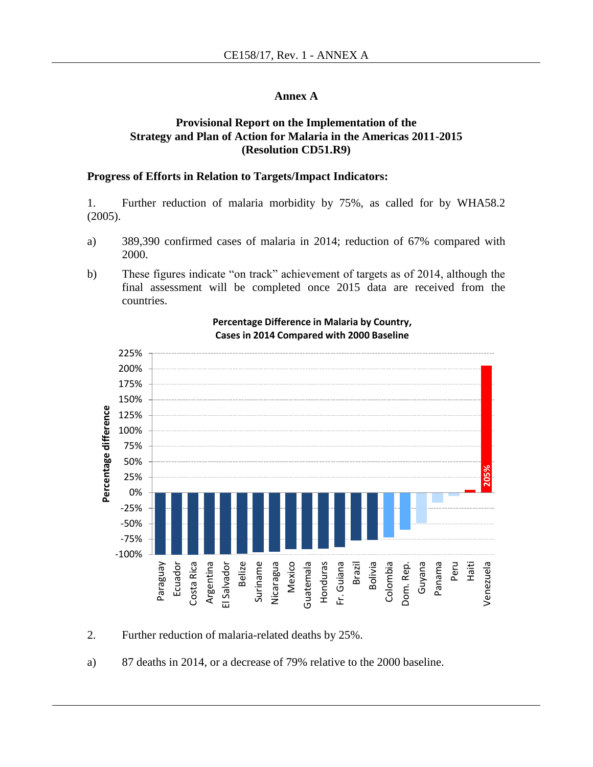# Annex A

## Provisional Report on the Implementation of the Strategy and Plan of Action for Malaria in the Americas 2011-2015 (Resolution CD51.R9)

### Progress of Efforts in Relation to Targets/Impact Indicators:

1. Further reduction of malaria morbidity by 75%, as called for by WHA58.2 (2005).

a) 389,390 confirmed cases of malaria in 2014; reduction of 67% compared with 2000.

b) These figures indicate "on track" achievement of targets as of 2014, although the final assessment will be completed once 2015 data are received from the countries.

**Percentage Difference in Malaria by Country, Cases in 2014 Compared with 2000 Baseline**

2. Further reduction of malaria-related deaths by 25%.

a) 87 deaths in 2014, or a decrease of 79% relative to the 2000 baseline.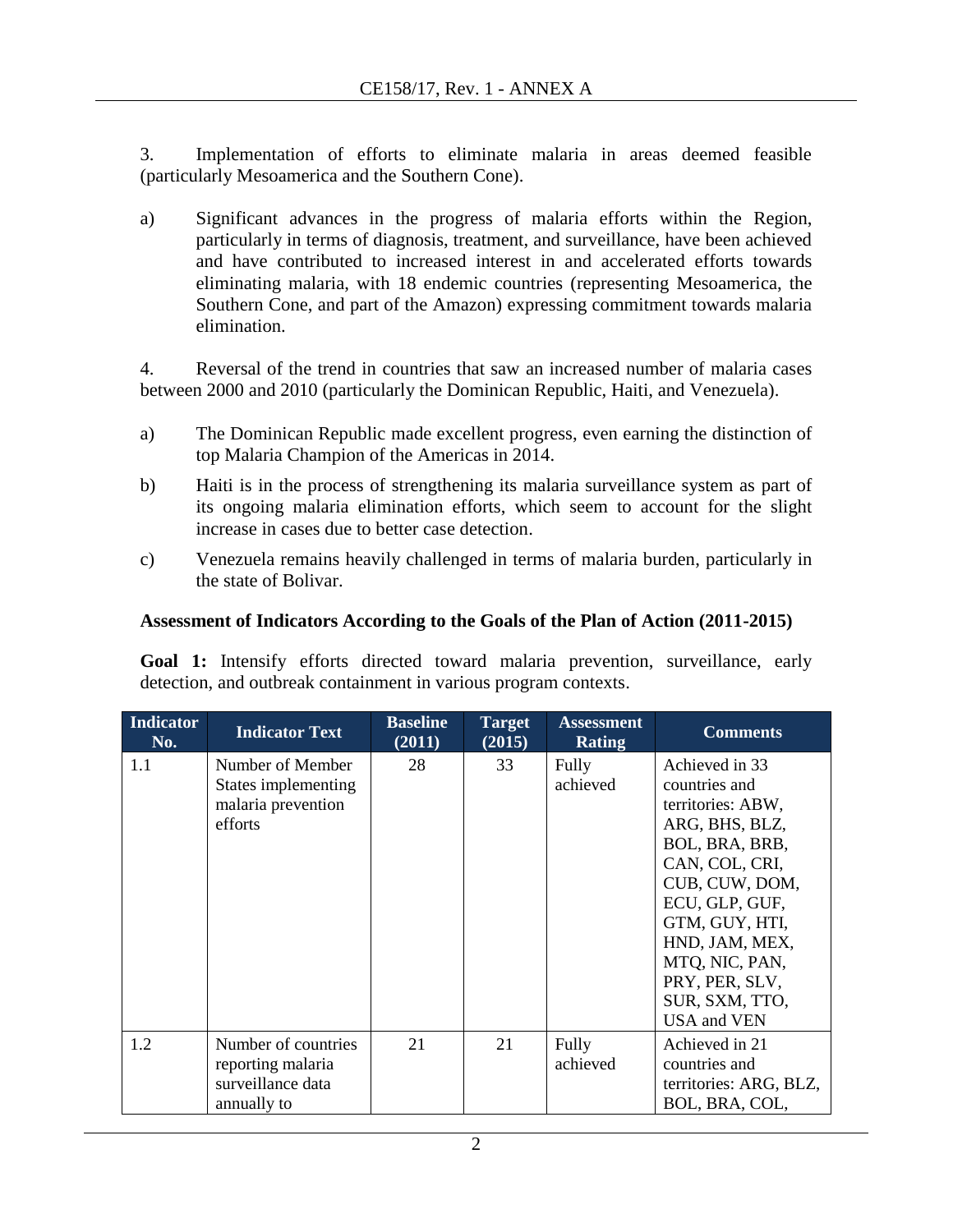3. Implementation of efforts to eliminate malaria in areas deemed feasible (particularly Mesoamerica and the Southern Cone).

a) Significant advances in the progress of malaria efforts within the Region, particularly in terms of diagnosis, treatment, and surveillance, have been achieved and have contributed to increased interest in and accelerated efforts towards eliminating malaria, with 18 endemic countries (representing Mesoamerica, the Southern Cone, and part of the Amazon) expressing commitment towards malaria elimination.

4. Reversal of the trend in countries that saw an increased number of malaria cases between 2000 and 2010 (particularly the Dominican Republic, Haiti, and Venezuela).

a) The Dominican Republic made excellent progress, even earning the distinction of top Malaria Champion of the Americas in 2014.

b) Haiti is in the process of strengthening its malaria surveillance system as part of its ongoing malaria elimination efforts, which seem to account for the slight increase in cases due to better case detection.

c) Venezuela remains heavily challenged in terms of malaria burden, particularly in the state of Bolivar.

**Assessment of Indicators According to the Goals of the Plan of Action (2011-2015)**

**Goal 1:** Intensify efforts directed toward malaria prevention, surveillance, early detection, and outbreak containment in various program contexts.

| Indicator No. | Indicator Text | Baseline (2011) | Target (2015) | Assessment Rating | Comments |
|---|---|---|---|---|---|
| 1.1 | Number of Member States implementing malaria prevention efforts | 28 | 33 | Fully achieved | Achieved in 33 countries and territories: ABW, ARG, BHS, BLZ, BOL, BRA, BRB, CAN, COL, CRI, CUB, CUW, DOM, ECU, GLP, GUF, GTM, GUY, HTI, HND, JAM, MEX, MTQ, NIC, PAN, PRY, PER, SLV, SUR, SXM, TTO, USA and VEN |
| 1.2 | Number of countries reporting malaria surveillance data annually to | 21 | 21 | Fully achieved | Achieved in 21 countries and territories: ARG, BLZ, BOL, BRA, COL, |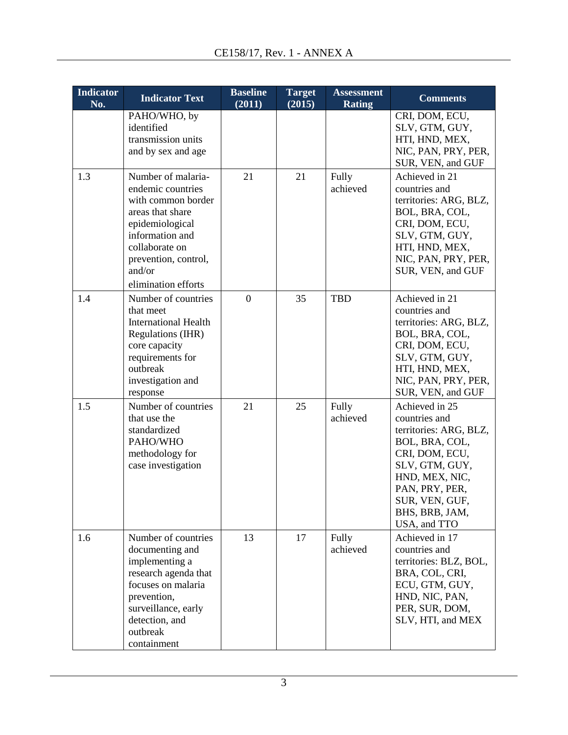| Indicator No. | Indicator Text | Baseline (2011) | Target (2015) | Assessment Rating | Comments |
|---|---|---|---|---|---|
| | PAHO/WHO, by identified transmission units and by sex and age | | | | CRI, DOM, ECU, SLV, GTM, GUY, HTI, HND, MEX, NIC, PAN, PRY, PER, SUR, VEN, and GUF |
| 1.3 | Number of malaria-endemic countries with common border areas that share epidemiological information and collaborate on prevention, control, and/or elimination efforts | 21 | 21 | Fully achieved | Achieved in 21 countries and territories: ARG, BLZ, BOL, BRA, COL, CRI, DOM, ECU, SLV, GTM, GUY, HTI, HND, MEX, NIC, PAN, PRY, PER, SUR, VEN, and GUF |
| 1.4 | Number of countries that meet International Health Regulations (IHR) core capacity requirements for outbreak investigation and response | 0 | 35 | TBD | Achieved in 21 countries and territories: ARG, BLZ, BOL, BRA, COL, CRI, DOM, ECU, SLV, GTM, GUY, HTI, HND, MEX, NIC, PAN, PRY, PER, SUR, VEN, and GUF |
| 1.5 | Number of countries that use the standardized PAHO/WHO methodology for case investigation | 21 | 25 | Fully achieved | Achieved in 25 countries and territories: ARG, BLZ, BOL, BRA, COL, CRI, DOM, ECU, SLV, GTM, GUY, HND, MEX, NIC, PAN, PRY, PER, SUR, VEN, GUF, BHS, BRB, JAM, USA, and TTO |
| 1.6 | Number of countries documenting and implementing a research agenda that focuses on malaria prevention, surveillance, early detection, and outbreak containment | 13 | 17 | Fully achieved | Achieved in 17 countries and territories: BLZ, BOL, BRA, COL, CRI, ECU, GTM, GUY, HND, NIC, PAN, PER, SUR, DOM, SLV, HTI, and MEX |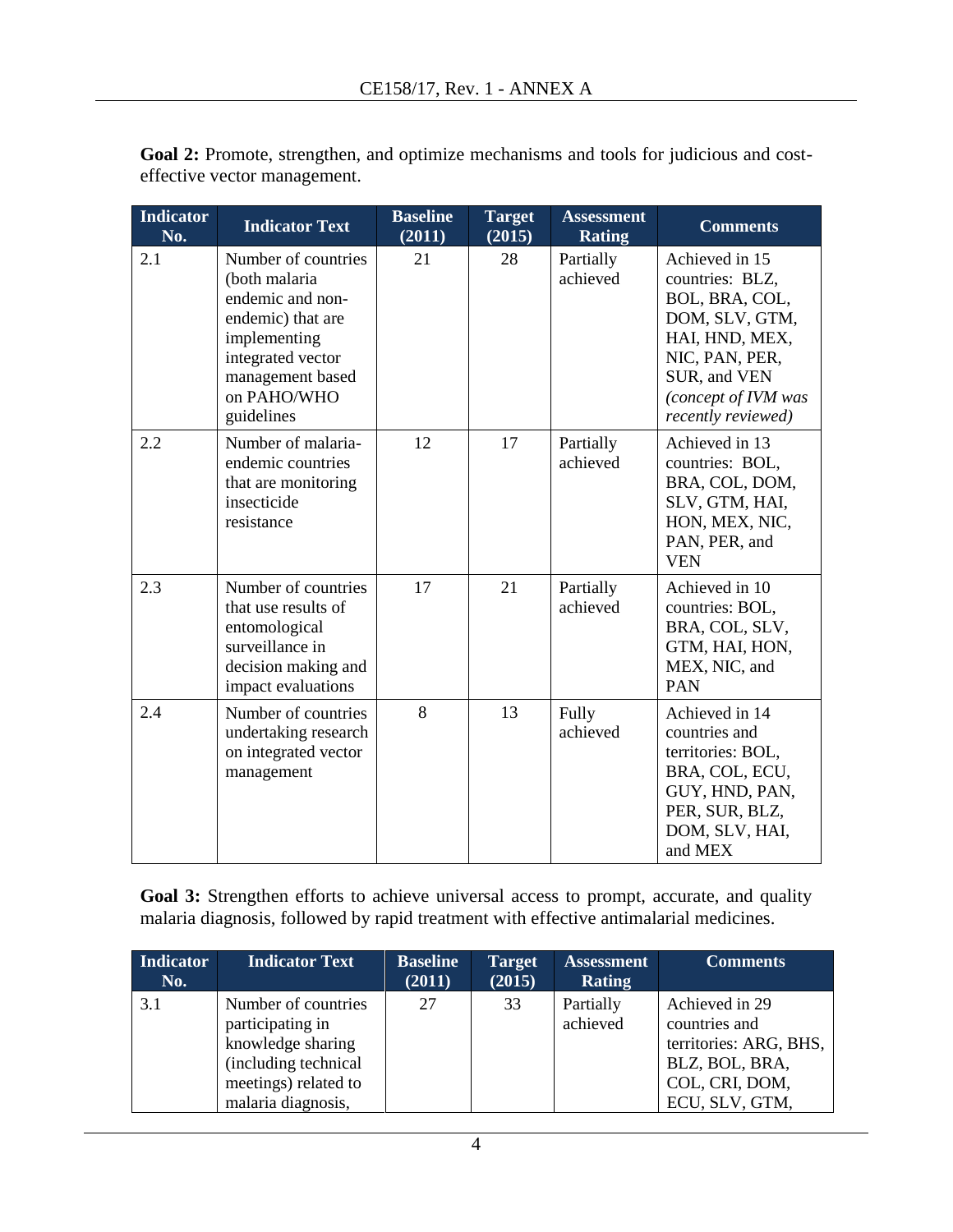**Goal 2:** Promote, strengthen, and optimize mechanisms and tools for judicious and cost-effective vector management.

| Indicator No. | Indicator Text | Baseline (2011) | Target (2015) | Assessment Rating | Comments |
|---|---|---|---|---|---|
| 2.1 | Number of countries (both malaria endemic and non-endemic) that are implementing integrated vector management based on PAHO/WHO guidelines | 21 | 28 | Partially achieved | Achieved in 15 countries: BLZ, BOL, BRA, COL, DOM, SLV, GTM, HAI, HND, MEX, NIC, PAN, PER, SUR, and VEN *(concept of IVM was recently reviewed)* |
| 2.2 | Number of malaria-endemic countries that are monitoring insecticide resistance | 12 | 17 | Partially achieved | Achieved in 13 countries: BOL, BRA, COL, DOM, SLV, GTM, HAI, HON, MEX, NIC, PAN, PER, and VEN |
| 2.3 | Number of countries that use results of entomological surveillance in decision making and impact evaluations | 17 | 21 | Partially achieved | Achieved in 10 countries: BOL, BRA, COL, SLV, GTM, HAI, HON, MEX, NIC, and PAN |
| 2.4 | Number of countries undertaking research on integrated vector management | 8 | 13 | Fully achieved | Achieved in 14 countries and territories: BOL, BRA, COL, ECU, GUY, HND, PAN, PER, SUR, BLZ, DOM, SLV, HAI, and MEX |

**Goal 3:** Strengthen efforts to achieve universal access to prompt, accurate, and quality malaria diagnosis, followed by rapid treatment with effective antimalarial medicines.

| Indicator No. | Indicator Text | Baseline (2011) | Target (2015) | Assessment Rating | Comments |
|---|---|---|---|---|---|
| 3.1 | Number of countries participating in knowledge sharing (including technical meetings) related to malaria diagnosis, | 27 | 33 | Partially achieved | Achieved in 29 countries and territories: ARG, BHS, BLZ, BOL, BRA, COL, CRI, DOM, ECU, SLV, GTM, |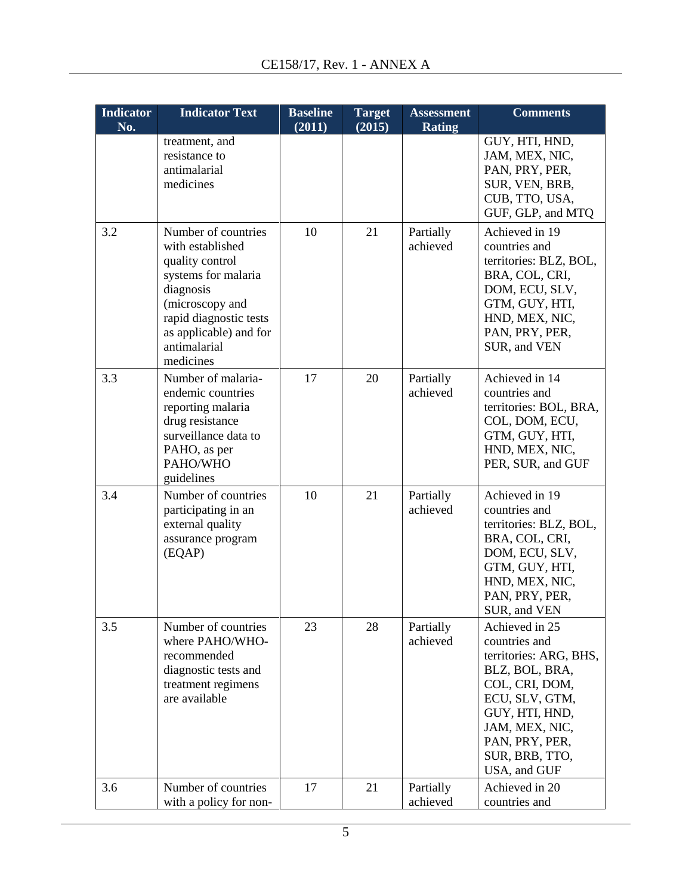| Indicator No. | Indicator Text | Baseline (2011) | Target (2015) | Assessment Rating | Comments |
|---|---|---|---|---|---|
| | treatment, and resistance to antimalarial medicines | | | | GUY, HTI, HND, JAM, MEX, NIC, PAN, PRY, PER, SUR, VEN, BRB, CUB, TTO, USA, GUF, GLP, and MTQ |
| 3.2 | Number of countries with established quality control systems for malaria diagnosis (microscopy and rapid diagnostic tests as applicable) and for antimalarial medicines | 10 | 21 | Partially achieved | Achieved in 19 countries and territories: BLZ, BOL, BRA, COL, CRI, DOM, ECU, SLV, GTM, GUY, HTI, HND, MEX, NIC, PAN, PRY, PER, SUR, and VEN |
| 3.3 | Number of malaria-endemic countries reporting malaria drug resistance surveillance data to PAHO, as per PAHO/WHO guidelines | 17 | 20 | Partially achieved | Achieved in 14 countries and territories: BOL, BRA, COL, DOM, ECU, GTM, GUY, HTI, HND, MEX, NIC, PER, SUR, and GUF |
| 3.4 | Number of countries participating in an external quality assurance program (EQAP) | 10 | 21 | Partially achieved | Achieved in 19 countries and territories: BLZ, BOL, BRA, COL, CRI, DOM, ECU, SLV, GTM, GUY, HTI, HND, MEX, NIC, PAN, PRY, PER, SUR, and VEN |
| 3.5 | Number of countries where PAHO/WHO-recommended diagnostic tests and treatment regimens are available | 23 | 28 | Partially achieved | Achieved in 25 countries and territories: ARG, BHS, BLZ, BOL, BRA, COL, CRI, DOM, ECU, SLV, GTM, GUY, HTI, HND, JAM, MEX, NIC, PAN, PRY, PER, SUR, BRB, TTO, USA, and GUF |
| 3.6 | Number of countries with a policy for non- | 17 | 21 | Partially achieved | Achieved in 20 countries and |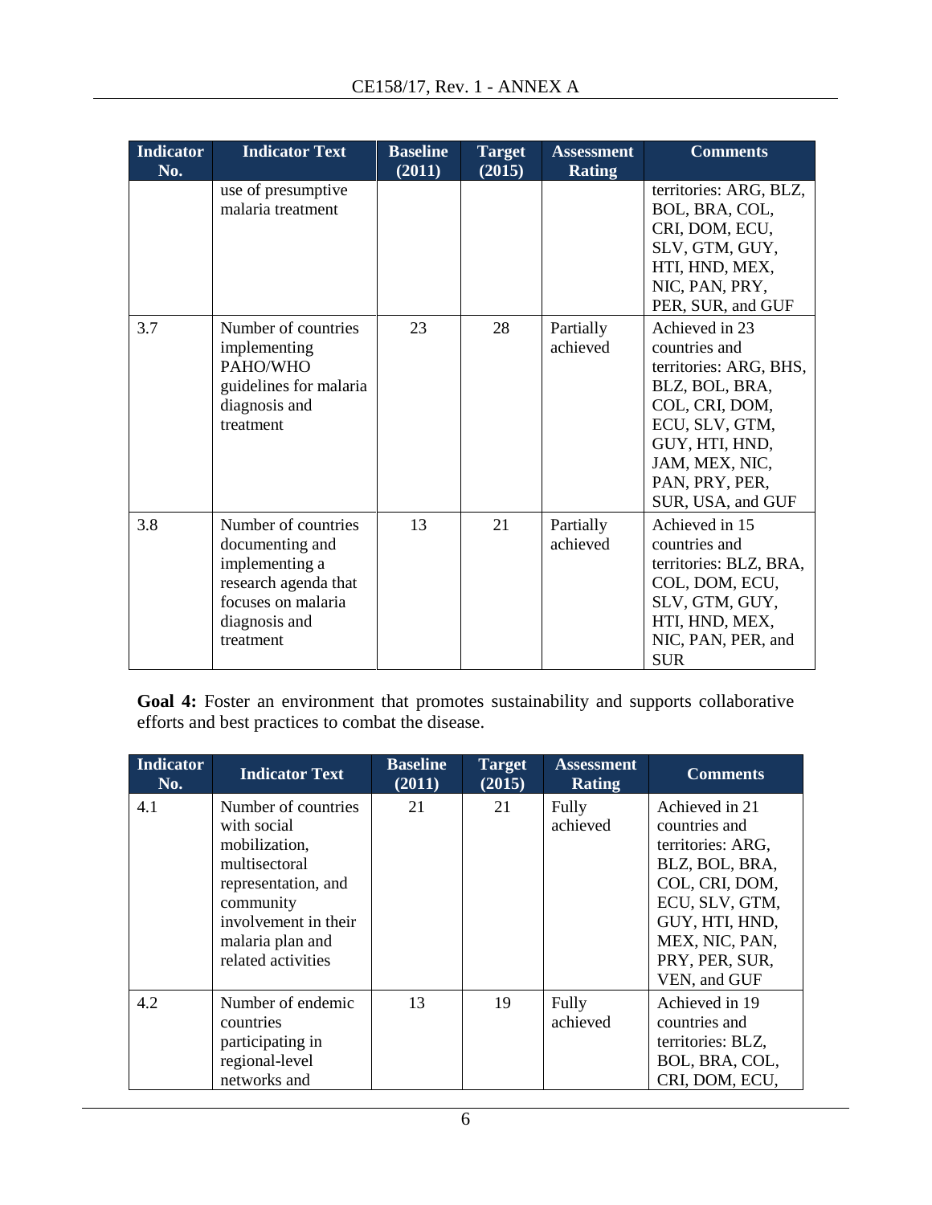| Indicator No. | Indicator Text | Baseline (2011) | Target (2015) | Assessment Rating | Comments |
|---|---|---|---|---|---|
| | use of presumptive malaria treatment | | | | territories: ARG, BLZ, BOL, BRA, COL, CRI, DOM, ECU, SLV, GTM, GUY, HTI, HND, MEX, NIC, PAN, PRY, PER, SUR, and GUF |
| 3.7 | Number of countries implementing PAHO/WHO guidelines for malaria diagnosis and treatment | 23 | 28 | Partially achieved | Achieved in 23 countries and territories: ARG, BHS, BLZ, BOL, BRA, COL, CRI, DOM, ECU, SLV, GTM, GUY, HTI, HND, JAM, MEX, NIC, PAN, PRY, PER, SUR, USA, and GUF |
| 3.8 | Number of countries documenting and implementing a research agenda that focuses on malaria diagnosis and treatment | 13 | 21 | Partially achieved | Achieved in 15 countries and territories: BLZ, BRA, COL, DOM, ECU, SLV, GTM, GUY, HTI, HND, MEX, NIC, PAN, PER, and SUR |

**Goal 4:** Foster an environment that promotes sustainability and supports collaborative efforts and best practices to combat the disease.

| Indicator No. | Indicator Text | Baseline (2011) | Target (2015) | Assessment Rating | Comments |
|---|---|---|---|---|---|
| 4.1 | Number of countries with social mobilization, multisectoral representation, and community involvement in their malaria plan and related activities | 21 | 21 | Fully achieved | Achieved in 21 countries and territories: ARG, BLZ, BOL, BRA, COL, CRI, DOM, ECU, SLV, GTM, GUY, HTI, HND, MEX, NIC, PAN, PRY, PER, SUR, VEN, and GUF |
| 4.2 | Number of endemic countries participating in regional-level networks and | 13 | 19 | Fully achieved | Achieved in 19 countries and territories: BLZ, BOL, BRA, COL, CRI, DOM, ECU, |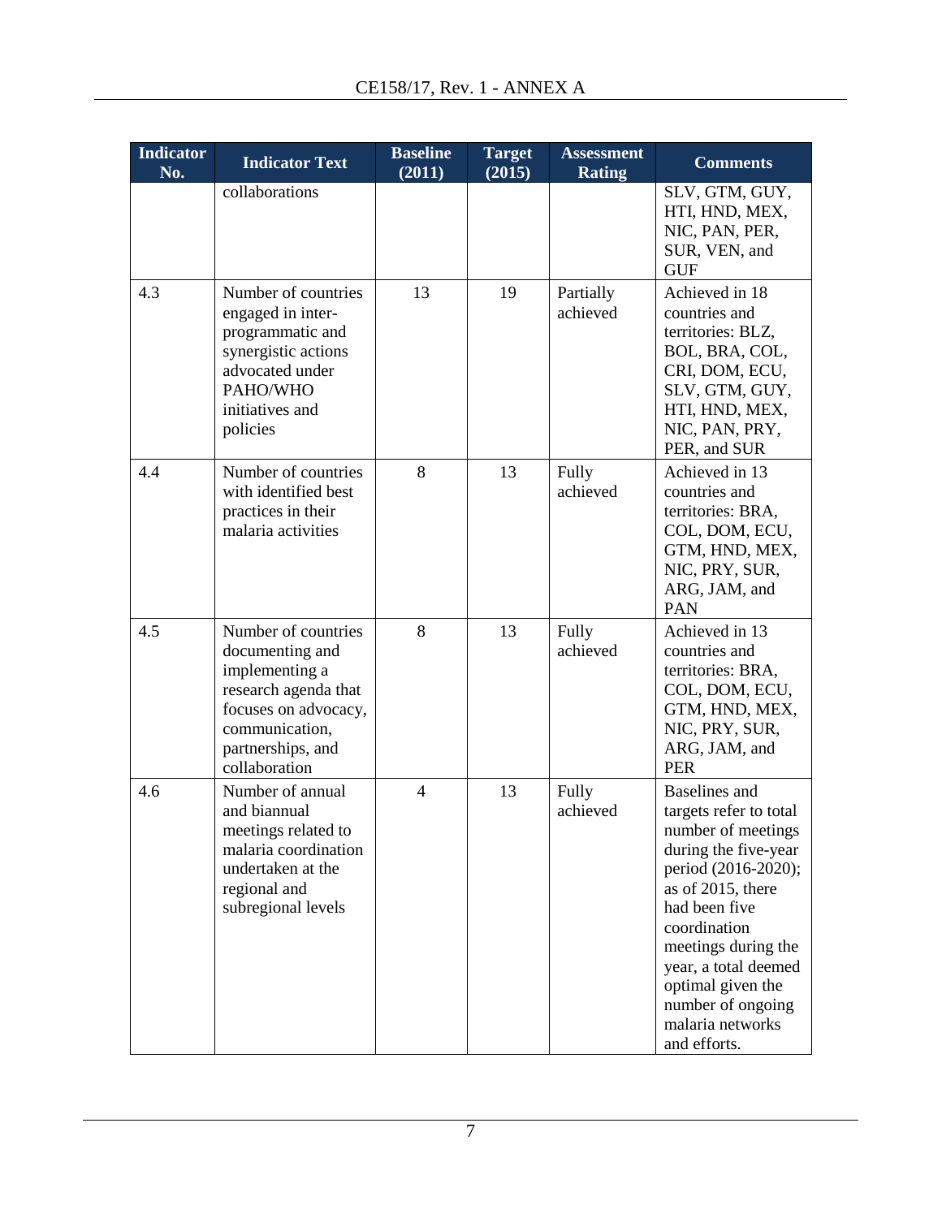| Indicator No. | Indicator Text | Baseline (2011) | Target (2015) | Assessment Rating | Comments |
|---|---|---|---|---|---|
| | collaborations | | | | SLV, GTM, GUY, HTI, HND, MEX, NIC, PAN, PER, SUR, VEN, and GUF |
| 4.3 | Number of countries engaged in inter-programmatic and synergistic actions advocated under PAHO/WHO initiatives and policies | 13 | 19 | Partially achieved | Achieved in 18 countries and territories: BLZ, BOL, BRA, COL, CRI, DOM, ECU, SLV, GTM, GUY, HTI, HND, MEX, NIC, PAN, PRY, PER, and SUR |
| 4.4 | Number of countries with identified best practices in their malaria activities | 8 | 13 | Fully achieved | Achieved in 13 countries and territories: BRA, COL, DOM, ECU, GTM, HND, MEX, NIC, PRY, SUR, ARG, JAM, and PAN |
| 4.5 | Number of countries documenting and implementing a research agenda that focuses on advocacy, communication, partnerships, and collaboration | 8 | 13 | Fully achieved | Achieved in 13 countries and territories: BRA, COL, DOM, ECU, GTM, HND, MEX, NIC, PRY, SUR, ARG, JAM, and PER |
| 4.6 | Number of annual and biannual meetings related to malaria coordination undertaken at the regional and subregional levels | 4 | 13 | Fully achieved | Baselines and targets refer to total number of meetings during the five-year period (2016-2020); as of 2015, there had been five coordination meetings during the year, a total deemed optimal given the number of ongoing malaria networks and efforts. |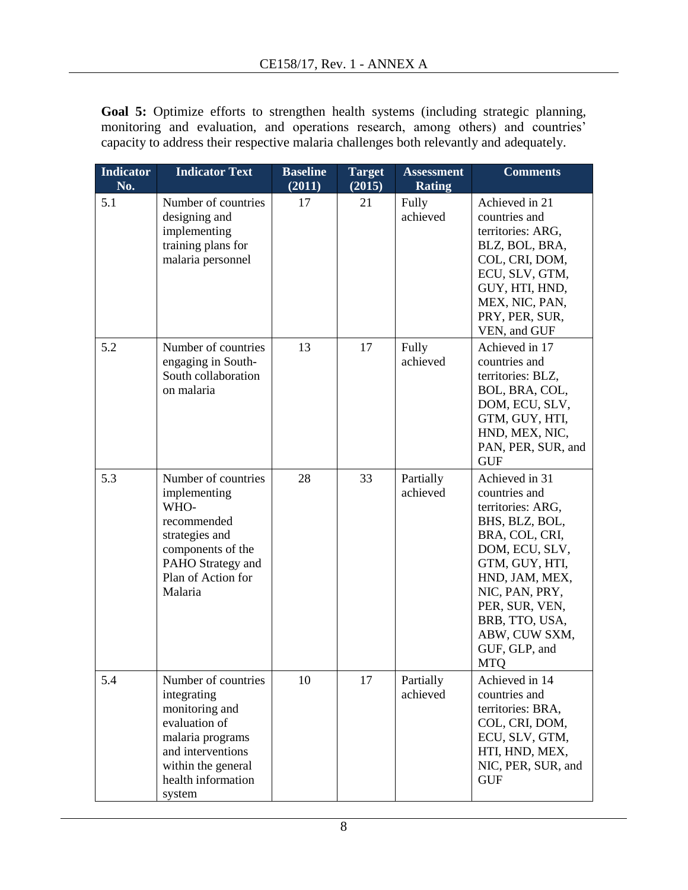**Goal 5:** Optimize efforts to strengthen health systems (including strategic planning, monitoring and evaluation, and operations research, among others) and countries' capacity to address their respective malaria challenges both relevantly and adequately.

| Indicator No. | Indicator Text | Baseline (2011) | Target (2015) | Assessment Rating | Comments |
|---|---|---|---|---|---|
| 5.1 | Number of countries designing and implementing training plans for malaria personnel | 17 | 21 | Fully achieved | Achieved in 21 countries and territories: ARG, BLZ, BOL, BRA, COL, CRI, DOM, ECU, SLV, GTM, GUY, HTI, HND, MEX, NIC, PAN, PRY, PER, SUR, VEN, and GUF |
| 5.2 | Number of countries engaging in South-South collaboration on malaria | 13 | 17 | Fully achieved | Achieved in 17 countries and territories: BLZ, BOL, BRA, COL, DOM, ECU, SLV, GTM, GUY, HTI, HND, MEX, NIC, PAN, PER, SUR, and GUF |
| 5.3 | Number of countries implementing WHO-recommended strategies and components of the PAHO Strategy and Plan of Action for Malaria | 28 | 33 | Partially achieved | Achieved in 31 countries and territories: ARG, BHS, BLZ, BOL, BRA, COL, CRI, DOM, ECU, SLV, GTM, GUY, HTI, HND, JAM, MEX, NIC, PAN, PRY, PER, SUR, VEN, BRB, TTO, USA, ABW, CUW SXM, GUF, GLP, and MTQ |
| 5.4 | Number of countries integrating monitoring and evaluation of malaria programs and interventions within the general health information system | 10 | 17 | Partially achieved | Achieved in 14 countries and territories: BRA, COL, CRI, DOM, ECU, SLV, GTM, HTI, HND, MEX, NIC, PER, SUR, and GUF |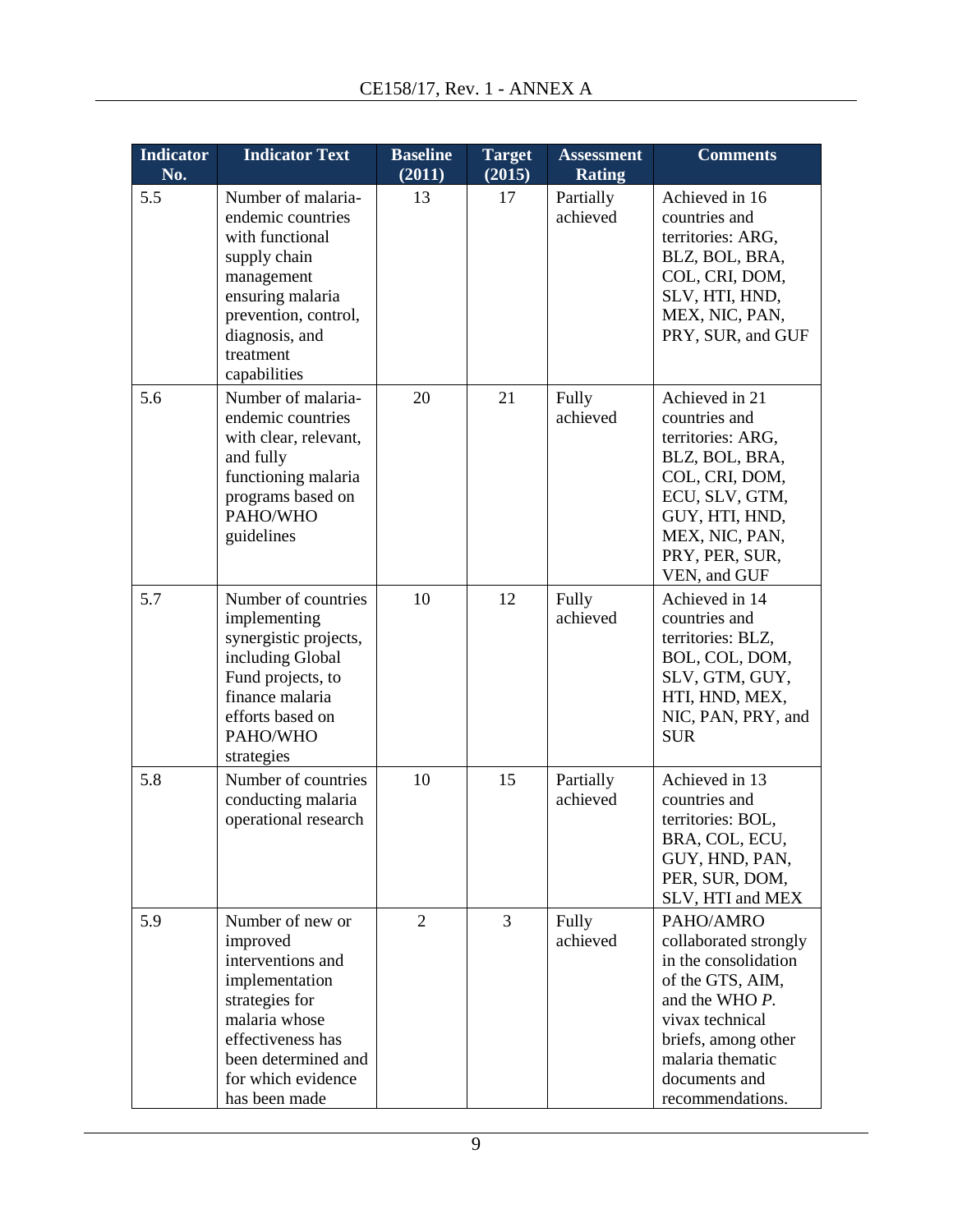| Indicator No. | Indicator Text | Baseline (2011) | Target (2015) | Assessment Rating | Comments |
|---|---|---|---|---|---|
| 5.5 | Number of malaria-endemic countries with functional supply chain management ensuring malaria prevention, control, diagnosis, and treatment capabilities | 13 | 17 | Partially achieved | Achieved in 16 countries and territories: ARG, BLZ, BOL, BRA, COL, CRI, DOM, SLV, HTI, HND, MEX, NIC, PAN, PRY, SUR, and GUF |
| 5.6 | Number of malaria-endemic countries with clear, relevant, and fully functioning malaria programs based on PAHO/WHO guidelines | 20 | 21 | Fully achieved | Achieved in 21 countries and territories: ARG, BLZ, BOL, BRA, COL, CRI, DOM, ECU, SLV, GTM, GUY, HTI, HND, MEX, NIC, PAN, PRY, PER, SUR, VEN, and GUF |
| 5.7 | Number of countries implementing synergistic projects, including Global Fund projects, to finance malaria efforts based on PAHO/WHO strategies | 10 | 12 | Fully achieved | Achieved in 14 countries and territories: BLZ, BOL, COL, DOM, SLV, GTM, GUY, HTI, HND, MEX, NIC, PAN, PRY, and SUR |
| 5.8 | Number of countries conducting malaria operational research | 10 | 15 | Partially achieved | Achieved in 13 countries and territories: BOL, BRA, COL, ECU, GUY, HND, PAN, PER, SUR, DOM, SLV, HTI and MEX |
| 5.9 | Number of new or improved interventions and implementation strategies for malaria whose effectiveness has been determined and for which evidence has been made | 2 | 3 | Fully achieved | PAHO/AMRO collaborated strongly in the consolidation of the GTS, AIM, and the WHO *P. vivax* technical briefs, among other malaria thematic documents and recommendations. |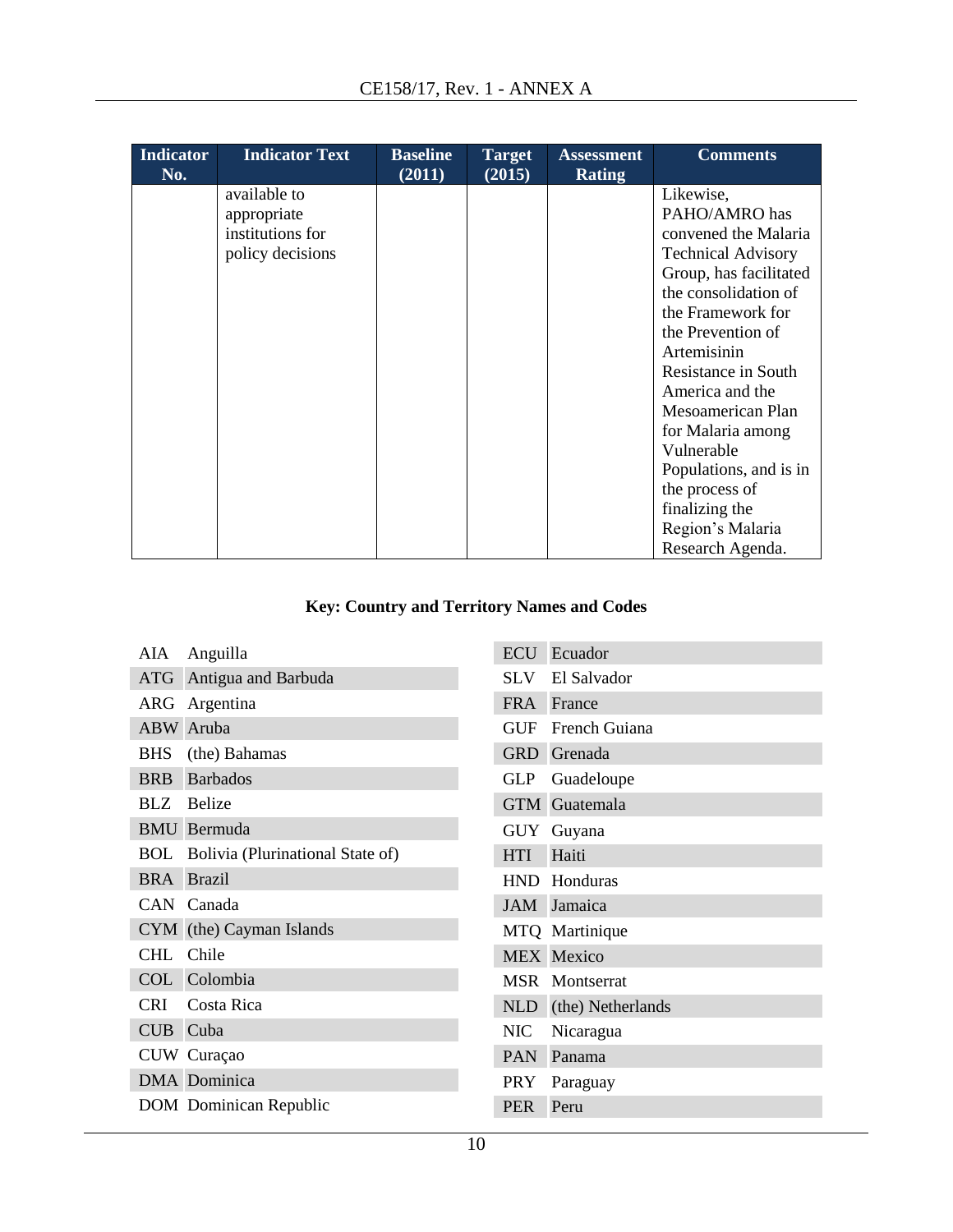| Indicator No. | Indicator Text | Baseline (2011) | Target (2015) | Assessment Rating | Comments |
|---|---|---|---|---|---|
| | available to appropriate institutions for policy decisions | | | | Likewise, PAHO/AMRO has convened the Malaria Technical Advisory Group, has facilitated the consolidation of the Framework for the Prevention of Artemisinin Resistance in South America and the Mesoamerican Plan for Malaria among Vulnerable Populations, and is in the process of finalizing the Region's Malaria Research Agenda. |

**Key: Country and Territory Names and Codes**

| Code | Name | Code | Name |
|---|---|---|---|
| AIA | Anguilla | ECU | Ecuador |
| ATG | Antigua and Barbuda | SLV | El Salvador |
| ARG | Argentina | FRA | France |
| ABW | Aruba | GUF | French Guiana |
| BHS | (the) Bahamas | GRD | Grenada |
| BRB | Barbados | GLP | Guadeloupe |
| BLZ | Belize | GTM | Guatemala |
| BMU | Bermuda | GUY | Guyana |
| BOL | Bolivia (Plurinational State of) | HTI | Haiti |
| BRA | Brazil | HND | Honduras |
| CAN | Canada | JAM | Jamaica |
| CYM | (the) Cayman Islands | MTQ | Martinique |
| CHL | Chile | MEX | Mexico |
| COL | Colombia | MSR | Montserrat |
| CRI | Costa Rica | NLD | (the) Netherlands |
| CUB | Cuba | NIC | Nicaragua |
| CUW | Curaçao | PAN | Panama |
| DMA | Dominica | PRY | Paraguay |
| DOM | Dominican Republic | PER | Peru |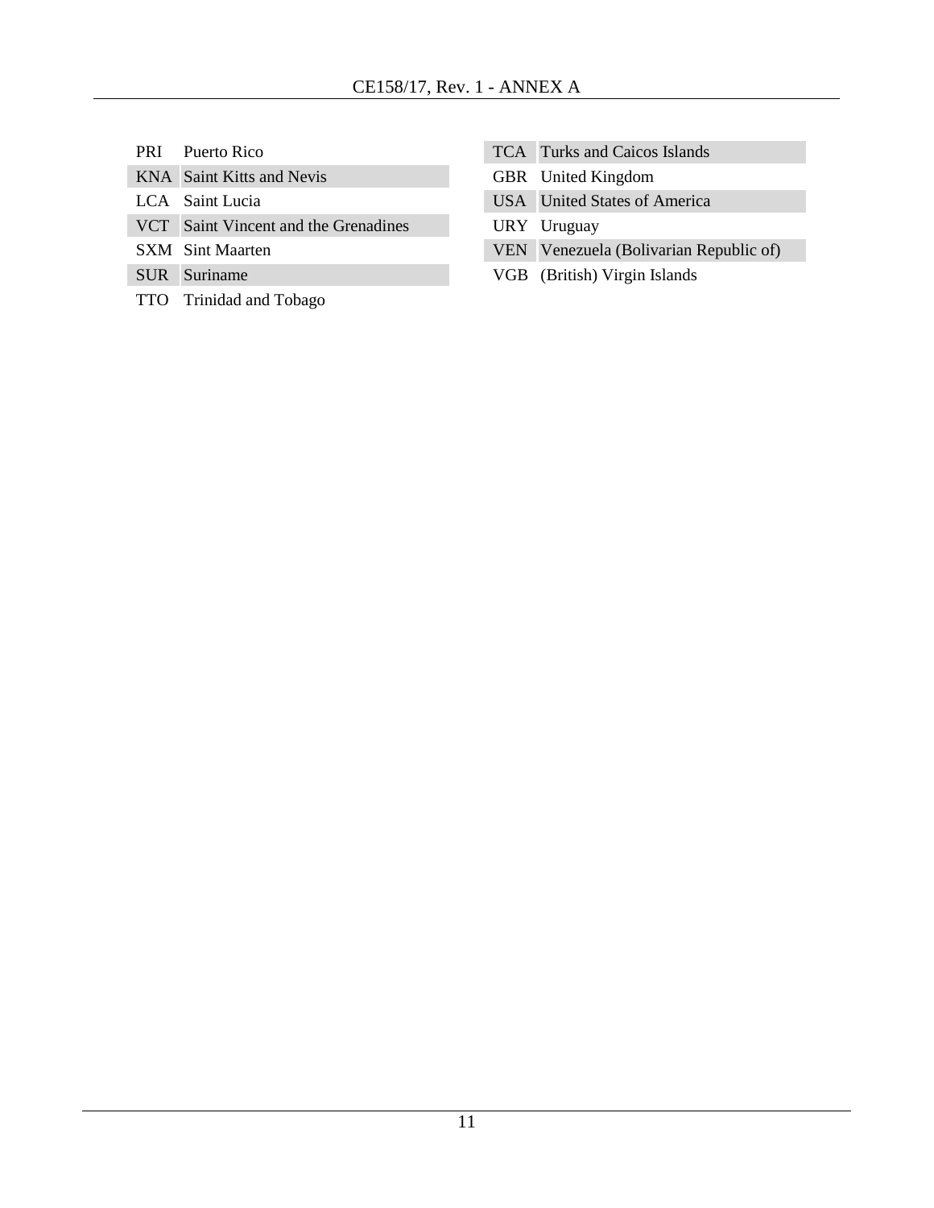| | |
|---|---|
| PRI | Puerto Rico |
| KNA | Saint Kitts and Nevis |
| LCA | Saint Lucia |
| VCT | Saint Vincent and the Grenadines |
| SXM | Sint Maarten |
| SUR | Suriname |
| TTO | Trinidad and Tobago |
| TCA | Turks and Caicos Islands |
| GBR | United Kingdom |
| USA | United States of America |
| URY | Uruguay |
| VEN | Venezuela (Bolivarian Republic of) |
| VGB | (British) Virgin Islands |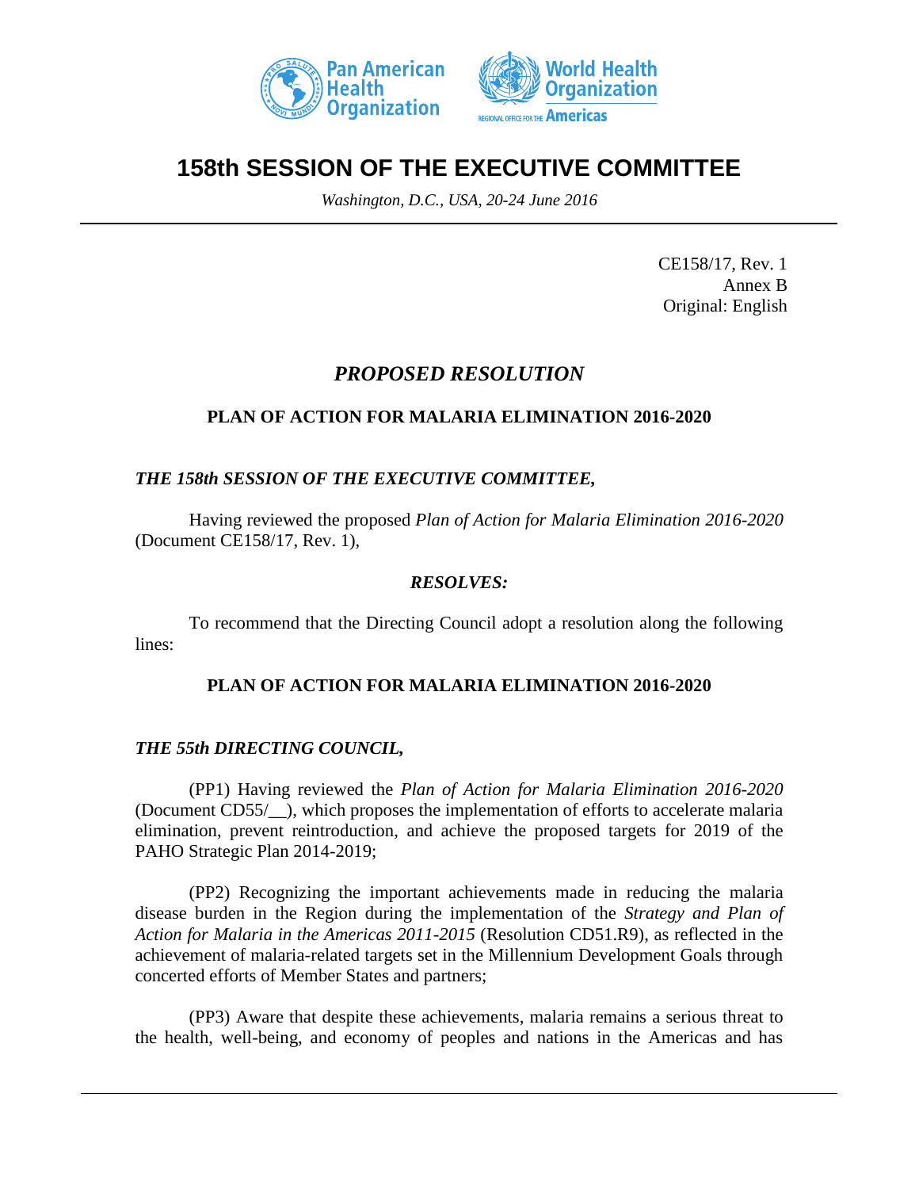# 158th SESSION OF THE EXECUTIVE COMMITTEE

*Washington, D.C., USA, 20-24 June 2016*

CE158/17, Rev. 1
Annex B
Original: English

## *PROPOSED RESOLUTION*

### PLAN OF ACTION FOR MALARIA ELIMINATION 2016-2020

***THE 158th SESSION OF THE EXECUTIVE COMMITTEE,***

Having reviewed the proposed *Plan of Action for Malaria Elimination 2016-2020* (Document CE158/17, Rev. 1),

***RESOLVES:***

To recommend that the Directing Council adopt a resolution along the following lines:

### PLAN OF ACTION FOR MALARIA ELIMINATION 2016-2020

***THE 55th DIRECTING COUNCIL,***

(PP1) Having reviewed the *Plan of Action for Malaria Elimination 2016-2020* (Document CD55/__), which proposes the implementation of efforts to accelerate malaria elimination, prevent reintroduction, and achieve the proposed targets for 2019 of the PAHO Strategic Plan 2014-2019;

(PP2) Recognizing the important achievements made in reducing the malaria disease burden in the Region during the implementation of the *Strategy and Plan of Action for Malaria in the Americas 2011-2015* (Resolution CD51.R9), as reflected in the achievement of malaria-related targets set in the Millennium Development Goals through concerted efforts of Member States and partners;

(PP3) Aware that despite these achievements, malaria remains a serious threat to the health, well-being, and economy of peoples and nations in the Americas and has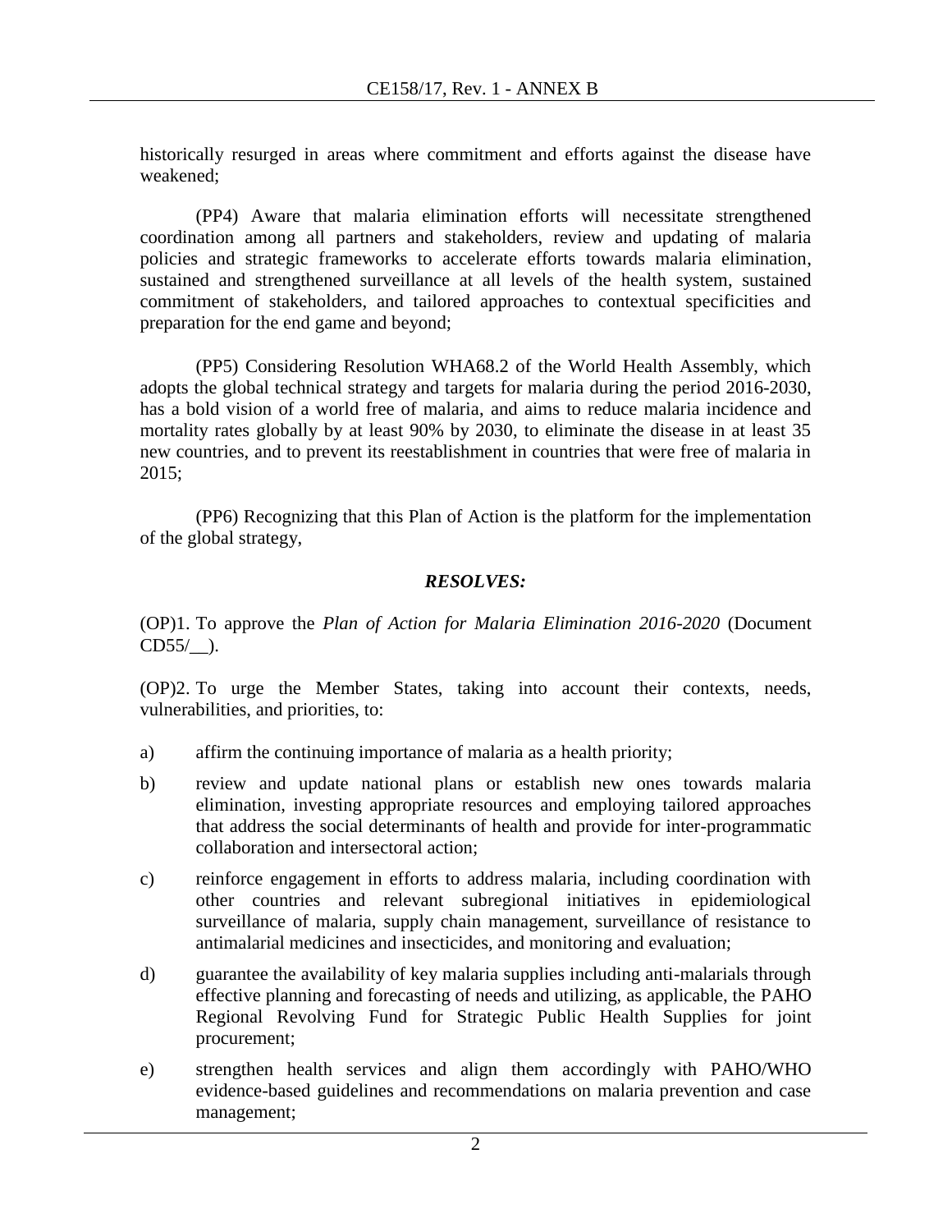historically resurged in areas where commitment and efforts against the disease have weakened;

(PP4) Aware that malaria elimination efforts will necessitate strengthened coordination among all partners and stakeholders, review and updating of malaria policies and strategic frameworks to accelerate efforts towards malaria elimination, sustained and strengthened surveillance at all levels of the health system, sustained commitment of stakeholders, and tailored approaches to contextual specificities and preparation for the end game and beyond;

(PP5) Considering Resolution WHA68.2 of the World Health Assembly, which adopts the global technical strategy and targets for malaria during the period 2016-2030, has a bold vision of a world free of malaria, and aims to reduce malaria incidence and mortality rates globally by at least 90% by 2030, to eliminate the disease in at least 35 new countries, and to prevent its reestablishment in countries that were free of malaria in 2015;

(PP6) Recognizing that this Plan of Action is the platform for the implementation of the global strategy,

***RESOLVES:***

(OP)1. To approve the *Plan of Action for Malaria Elimination 2016-2020* (Document CD55/__).

(OP)2. To urge the Member States, taking into account their contexts, needs, vulnerabilities, and priorities, to:

a) affirm the continuing importance of malaria as a health priority;

b) review and update national plans or establish new ones towards malaria elimination, investing appropriate resources and employing tailored approaches that address the social determinants of health and provide for inter-programmatic collaboration and intersectoral action;

c) reinforce engagement in efforts to address malaria, including coordination with other countries and relevant subregional initiatives in epidemiological surveillance of malaria, supply chain management, surveillance of resistance to antimalarial medicines and insecticides, and monitoring and evaluation;

d) guarantee the availability of key malaria supplies including anti-malarials through effective planning and forecasting of needs and utilizing, as applicable, the PAHO Regional Revolving Fund for Strategic Public Health Supplies for joint procurement;

e) strengthen health services and align them accordingly with PAHO/WHO evidence-based guidelines and recommendations on malaria prevention and case management;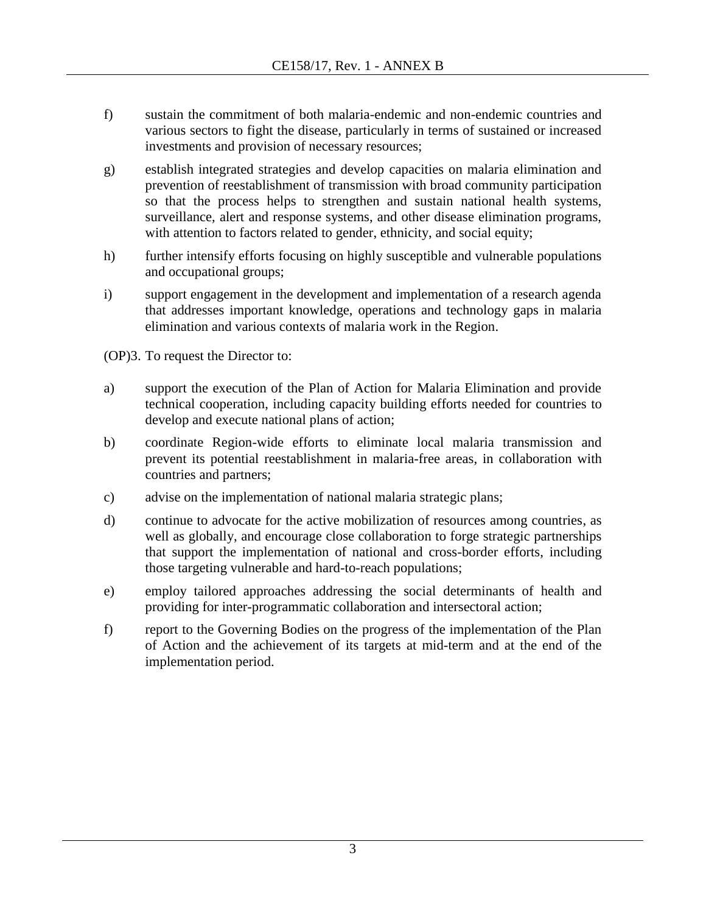f) sustain the commitment of both malaria-endemic and non-endemic countries and various sectors to fight the disease, particularly in terms of sustained or increased investments and provision of necessary resources;

g) establish integrated strategies and develop capacities on malaria elimination and prevention of reestablishment of transmission with broad community participation so that the process helps to strengthen and sustain national health systems, surveillance, alert and response systems, and other disease elimination programs, with attention to factors related to gender, ethnicity, and social equity;

h) further intensify efforts focusing on highly susceptible and vulnerable populations and occupational groups;

i) support engagement in the development and implementation of a research agenda that addresses important knowledge, operations and technology gaps in malaria elimination and various contexts of malaria work in the Region.

(OP)3. To request the Director to:

a) support the execution of the Plan of Action for Malaria Elimination and provide technical cooperation, including capacity building efforts needed for countries to develop and execute national plans of action;

b) coordinate Region-wide efforts to eliminate local malaria transmission and prevent its potential reestablishment in malaria-free areas, in collaboration with countries and partners;

c) advise on the implementation of national malaria strategic plans;

d) continue to advocate for the active mobilization of resources among countries, as well as globally, and encourage close collaboration to forge strategic partnerships that support the implementation of national and cross-border efforts, including those targeting vulnerable and hard-to-reach populations;

e) employ tailored approaches addressing the social determinants of health and providing for inter-programmatic collaboration and intersectoral action;

f) report to the Governing Bodies on the progress of the implementation of the Plan of Action and the achievement of its targets at mid-term and at the end of the implementation period.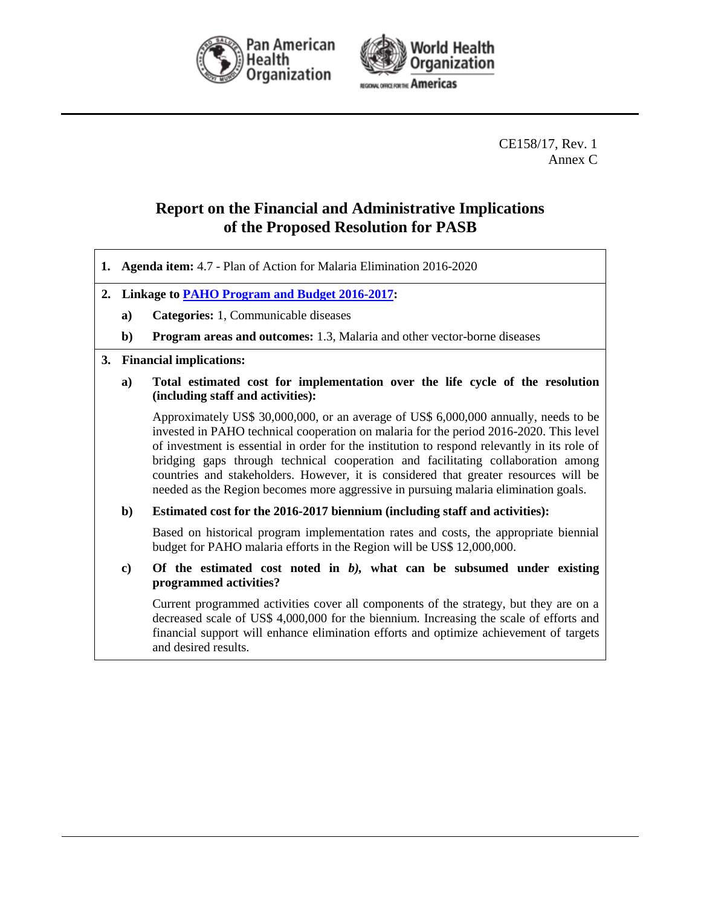CE158/17, Rev. 1
Annex C

# Report on the Financial and Administrative Implications of the Proposed Resolution for PASB

**1. Agenda item:** 4.7 - Plan of Action for Malaria Elimination 2016-2020

**2. Linkage to PAHO Program and Budget 2016-2017:**

**a) Categories:** 1, Communicable diseases

**b) Program areas and outcomes:** 1.3, Malaria and other vector-borne diseases

**3. Financial implications:**

**a) Total estimated cost for implementation over the life cycle of the resolution (including staff and activities):**

Approximately US$ 30,000,000, or an average of US$ 6,000,000 annually, needs to be invested in PAHO technical cooperation on malaria for the period 2016-2020. This level of investment is essential in order for the institution to respond relevantly in its role of bridging gaps through technical cooperation and facilitating collaboration among countries and stakeholders. However, it is considered that greater resources will be needed as the Region becomes more aggressive in pursuing malaria elimination goals.

**b) Estimated cost for the 2016-2017 biennium (including staff and activities):**

Based on historical program implementation rates and costs, the appropriate biennial budget for PAHO malaria efforts in the Region will be US$ 12,000,000.

**c) Of the estimated cost noted in *b)*, what can be subsumed under existing programmed activities?**

Current programmed activities cover all components of the strategy, but they are on a decreased scale of US$ 4,000,000 for the biennium. Increasing the scale of efforts and financial support will enhance elimination efforts and optimize achievement of targets and desired results.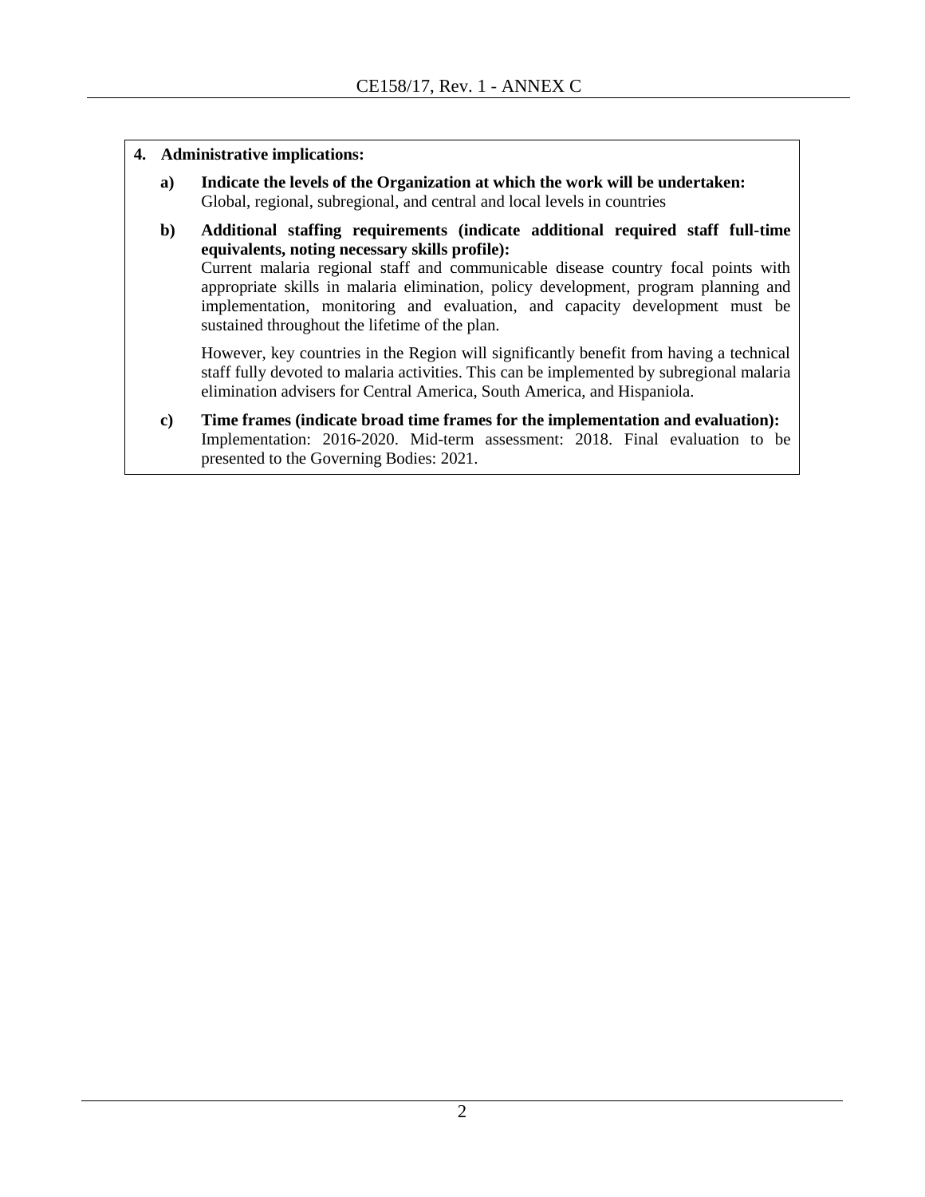**4. Administrative implications:**

**a) Indicate the levels of the Organization at which the work will be undertaken:**
Global, regional, subregional, and central and local levels in countries

**b) Additional staffing requirements (indicate additional required staff full-time equivalents, noting necessary skills profile):**
Current malaria regional staff and communicable disease country focal points with appropriate skills in malaria elimination, policy development, program planning and implementation, monitoring and evaluation, and capacity development must be sustained throughout the lifetime of the plan.

However, key countries in the Region will significantly benefit from having a technical staff fully devoted to malaria activities. This can be implemented by subregional malaria elimination advisers for Central America, South America, and Hispaniola.

**c) Time frames (indicate broad time frames for the implementation and evaluation):**
Implementation: 2016-2020. Mid-term assessment: 2018. Final evaluation to be presented to the Governing Bodies: 2021.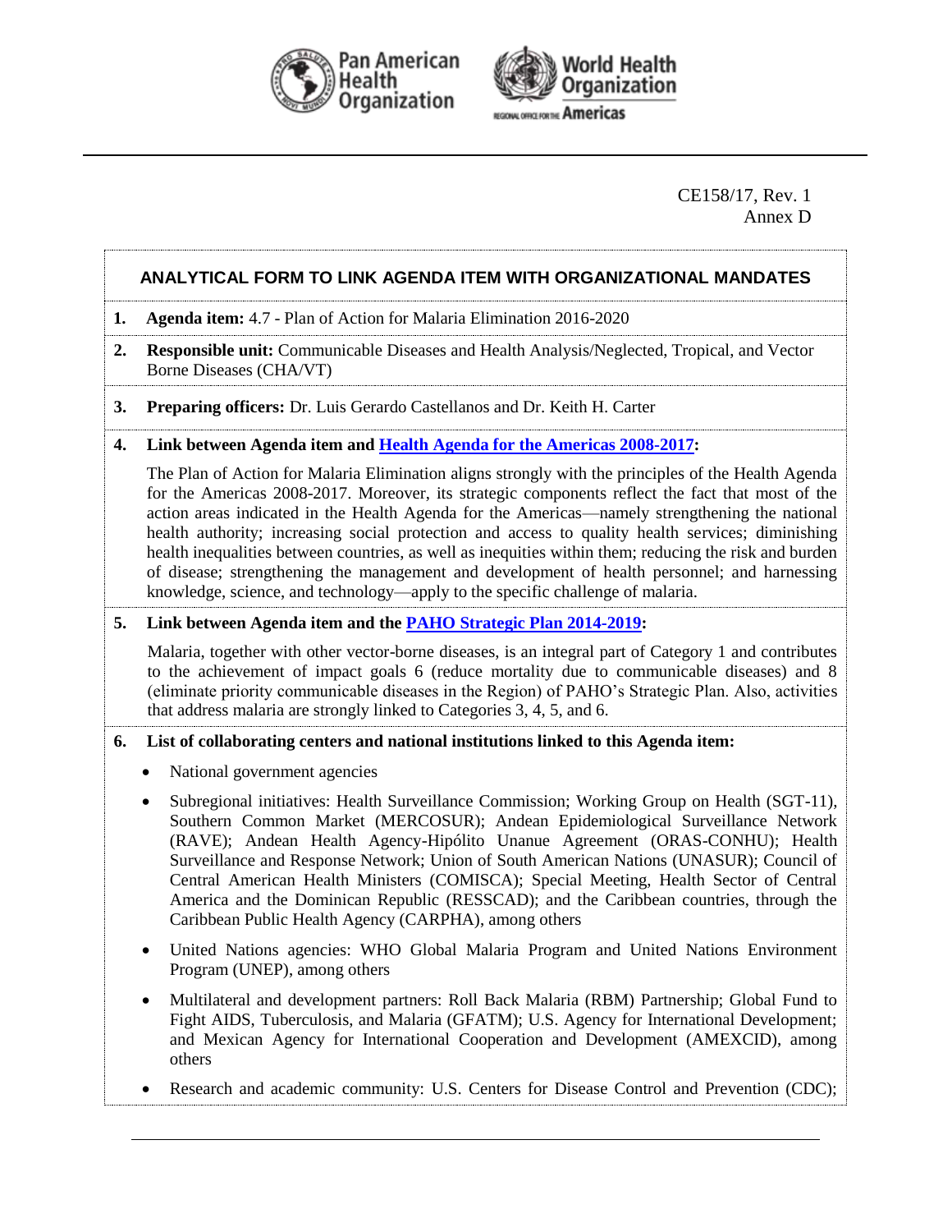CE158/17, Rev. 1
Annex D

## ANALYTICAL FORM TO LINK AGENDA ITEM WITH ORGANIZATIONAL MANDATES

**1. Agenda item:** 4.7 - Plan of Action for Malaria Elimination 2016-2020

**2. Responsible unit:** Communicable Diseases and Health Analysis/Neglected, Tropical, and Vector Borne Diseases (CHA/VT)

**3. Preparing officers:** Dr. Luis Gerardo Castellanos and Dr. Keith H. Carter

**4. Link between Agenda item and Health Agenda for the Americas 2008-2017:**

The Plan of Action for Malaria Elimination aligns strongly with the principles of the Health Agenda for the Americas 2008-2017. Moreover, its strategic components reflect the fact that most of the action areas indicated in the Health Agenda for the Americas—namely strengthening the national health authority; increasing social protection and access to quality health services; diminishing health inequalities between countries, as well as inequities within them; reducing the risk and burden of disease; strengthening the management and development of health personnel; and harnessing knowledge, science, and technology—apply to the specific challenge of malaria.

**5. Link between Agenda item and the PAHO Strategic Plan 2014-2019:**

Malaria, together with other vector-borne diseases, is an integral part of Category 1 and contributes to the achievement of impact goals 6 (reduce mortality due to communicable diseases) and 8 (eliminate priority communicable diseases in the Region) of PAHO's Strategic Plan. Also, activities that address malaria are strongly linked to Categories 3, 4, 5, and 6.

**6. List of collaborating centers and national institutions linked to this Agenda item:**

- National government agencies
- Subregional initiatives: Health Surveillance Commission; Working Group on Health (SGT-11), Southern Common Market (MERCOSUR); Andean Epidemiological Surveillance Network (RAVE); Andean Health Agency-Hipólito Unanue Agreement (ORAS-CONHU); Health Surveillance and Response Network; Union of South American Nations (UNASUR); Council of Central American Health Ministers (COMISCA); Special Meeting, Health Sector of Central America and the Dominican Republic (RESSCAD); and the Caribbean countries, through the Caribbean Public Health Agency (CARPHA), among others
- United Nations agencies: WHO Global Malaria Program and United Nations Environment Program (UNEP), among others
- Multilateral and development partners: Roll Back Malaria (RBM) Partnership; Global Fund to Fight AIDS, Tuberculosis, and Malaria (GFATM); U.S. Agency for International Development; and Mexican Agency for International Cooperation and Development (AMEXCID), among others
- Research and academic community: U.S. Centers for Disease Control and Prevention (CDC);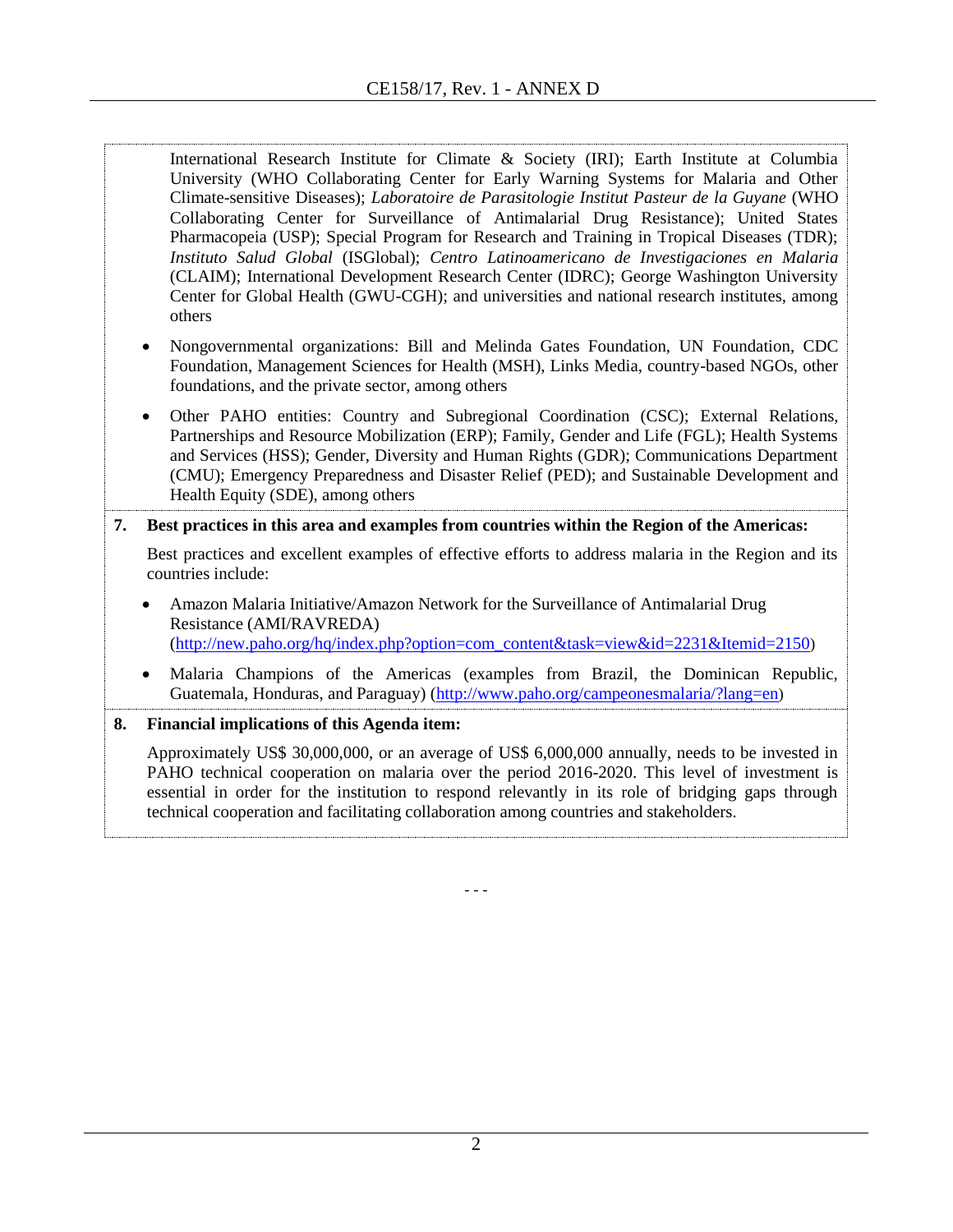International Research Institute for Climate & Society (IRI); Earth Institute at Columbia University (WHO Collaborating Center for Early Warning Systems for Malaria and Other Climate-sensitive Diseases); *Laboratoire de Parasitologie Institut Pasteur de la Guyane* (WHO Collaborating Center for Surveillance of Antimalarial Drug Resistance); United States Pharmacopeia (USP); Special Program for Research and Training in Tropical Diseases (TDR); *Instituto Salud Global* (ISGlobal); *Centro Latinoamericano de Investigaciones en Malaria* (CLAIM); International Development Research Center (IDRC); George Washington University Center for Global Health (GWU-CGH); and universities and national research institutes, among others

- Nongovernmental organizations: Bill and Melinda Gates Foundation, UN Foundation, CDC Foundation, Management Sciences for Health (MSH), Links Media, country-based NGOs, other foundations, and the private sector, among others
- Other PAHO entities: Country and Subregional Coordination (CSC); External Relations, Partnerships and Resource Mobilization (ERP); Family, Gender and Life (FGL); Health Systems and Services (HSS); Gender, Diversity and Human Rights (GDR); Communications Department (CMU); Emergency Preparedness and Disaster Relief (PED); and Sustainable Development and Health Equity (SDE), among others

**7. Best practices in this area and examples from countries within the Region of the Americas:**

Best practices and excellent examples of effective efforts to address malaria in the Region and its countries include:

- Amazon Malaria Initiative/Amazon Network for the Surveillance of Antimalarial Drug Resistance (AMI/RAVREDA) (http://new.paho.org/hq/index.php?option=com_content&task=view&id=2231&Itemid=2150)
- Malaria Champions of the Americas (examples from Brazil, the Dominican Republic, Guatemala, Honduras, and Paraguay) (http://www.paho.org/campeonesmalaria/?lang=en)

**8. Financial implications of this Agenda item:**

Approximately US$ 30,000,000, or an average of US$ 6,000,000 annually, needs to be invested in PAHO technical cooperation on malaria over the period 2016-2020. This level of investment is essential in order for the institution to respond relevantly in its role of bridging gaps through technical cooperation and facilitating collaboration among countries and stakeholders.

- - -